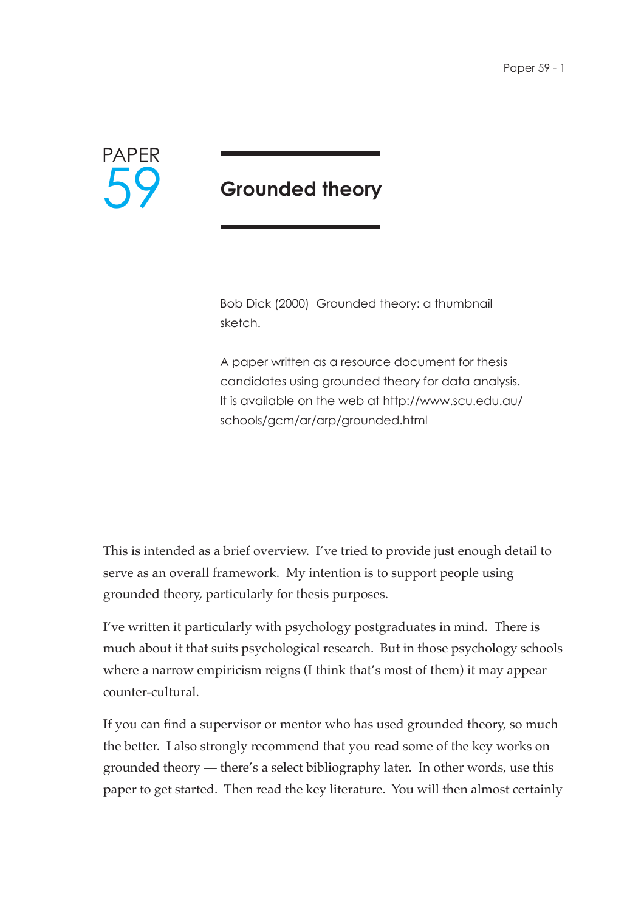PAPER 59

# Grounded theory

Bob Dick (2000) Grounded theory: a thumbnail sketch.

A paper written as a resource document for thesis candidates using grounded theory for data analysis. It is available on the web at http://www.scu.edu.au/schools/gcm/ar/arp/grounded.html

This is intended as a brief overview. I've tried to provide just enough detail to serve as an overall framework. My intention is to support people using grounded theory, particularly for thesis purposes.

I've written it particularly with psychology postgraduates in mind. There is much about it that suits psychological research. But in those psychology schools where a narrow empiricism reigns (I think that's most of them) it may appear counter-cultural.

If you can find a supervisor or mentor who has used grounded theory, so much the better. I also strongly recommend that you read some of the key works on grounded theory — there's a select bibliography later. In other words, use this paper to get started. Then read the key literature. You will then almost certainly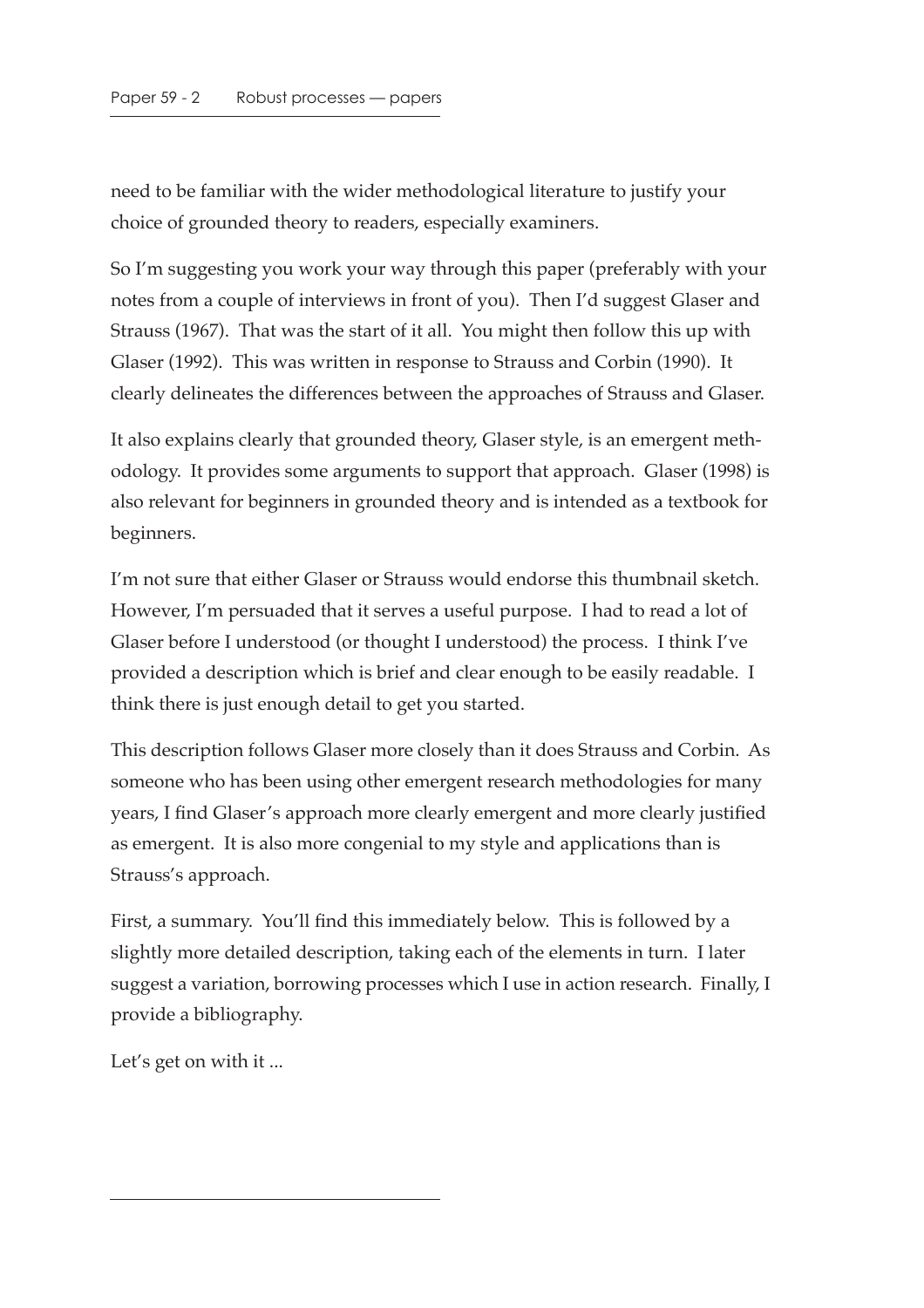need to be familiar with the wider methodological literature to justify your choice of grounded theory to readers, especially examiners.

So I'm suggesting you work your way through this paper (preferably with your notes from a couple of interviews in front of you). Then I'd suggest Glaser and Strauss (1967). That was the start of it all. You might then follow this up with Glaser (1992). This was written in response to Strauss and Corbin (1990). It clearly delineates the differences between the approaches of Strauss and Glaser.

It also explains clearly that grounded theory, Glaser style, is an emergent methodology. It provides some arguments to support that approach. Glaser (1998) is also relevant for beginners in grounded theory and is intended as a textbook for beginners.

I'm not sure that either Glaser or Strauss would endorse this thumbnail sketch. However, I'm persuaded that it serves a useful purpose. I had to read a lot of Glaser before I understood (or thought I understood) the process. I think I've provided a description which is brief and clear enough to be easily readable. I think there is just enough detail to get you started.

This description follows Glaser more closely than it does Strauss and Corbin. As someone who has been using other emergent research methodologies for many years, I find Glaser's approach more clearly emergent and more clearly justified as emergent. It is also more congenial to my style and applications than is Strauss's approach.

First, a summary. You'll find this immediately below. This is followed by a slightly more detailed description, taking each of the elements in turn. I later suggest a variation, borrowing processes which I use in action research. Finally, I provide a bibliography.

Let's get on with it ...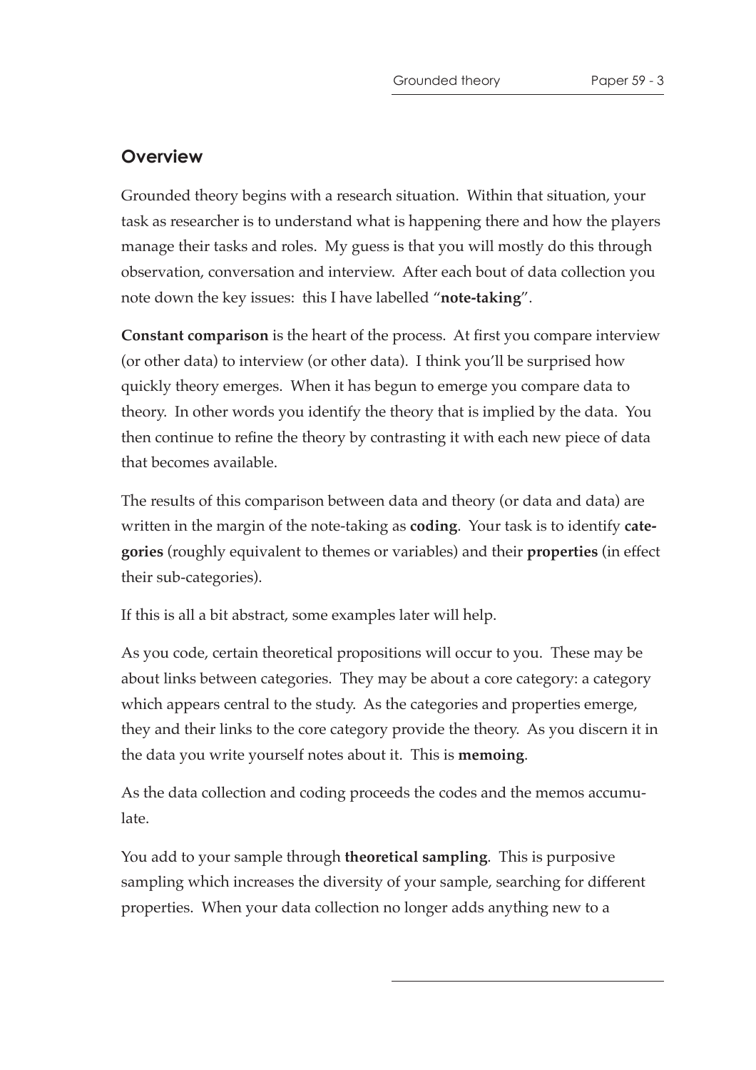## Overview

Grounded theory begins with a research situation. Within that situation, your task as researcher is to understand what is happening there and how the players manage their tasks and roles. My guess is that you will mostly do this through observation, conversation and interview. After each bout of data collection you note down the key issues: this I have labelled "**note-taking**".

**Constant comparison** is the heart of the process. At first you compare interview (or other data) to interview (or other data). I think you'll be surprised how quickly theory emerges. When it has begun to emerge you compare data to theory. In other words you identify the theory that is implied by the data. You then continue to refine the theory by contrasting it with each new piece of data that becomes available.

The results of this comparison between data and theory (or data and data) are written in the margin of the note-taking as **coding**. Your task is to identify **categories** (roughly equivalent to themes or variables) and their **properties** (in effect their sub-categories).

If this is all a bit abstract, some examples later will help.

As you code, certain theoretical propositions will occur to you. These may be about links between categories. They may be about a core category: a category which appears central to the study. As the categories and properties emerge, they and their links to the core category provide the theory. As you discern it in the data you write yourself notes about it. This is **memoing**.

As the data collection and coding proceeds the codes and the memos accumulate.

You add to your sample through **theoretical sampling**. This is purposive sampling which increases the diversity of your sample, searching for different properties. When your data collection no longer adds anything new to a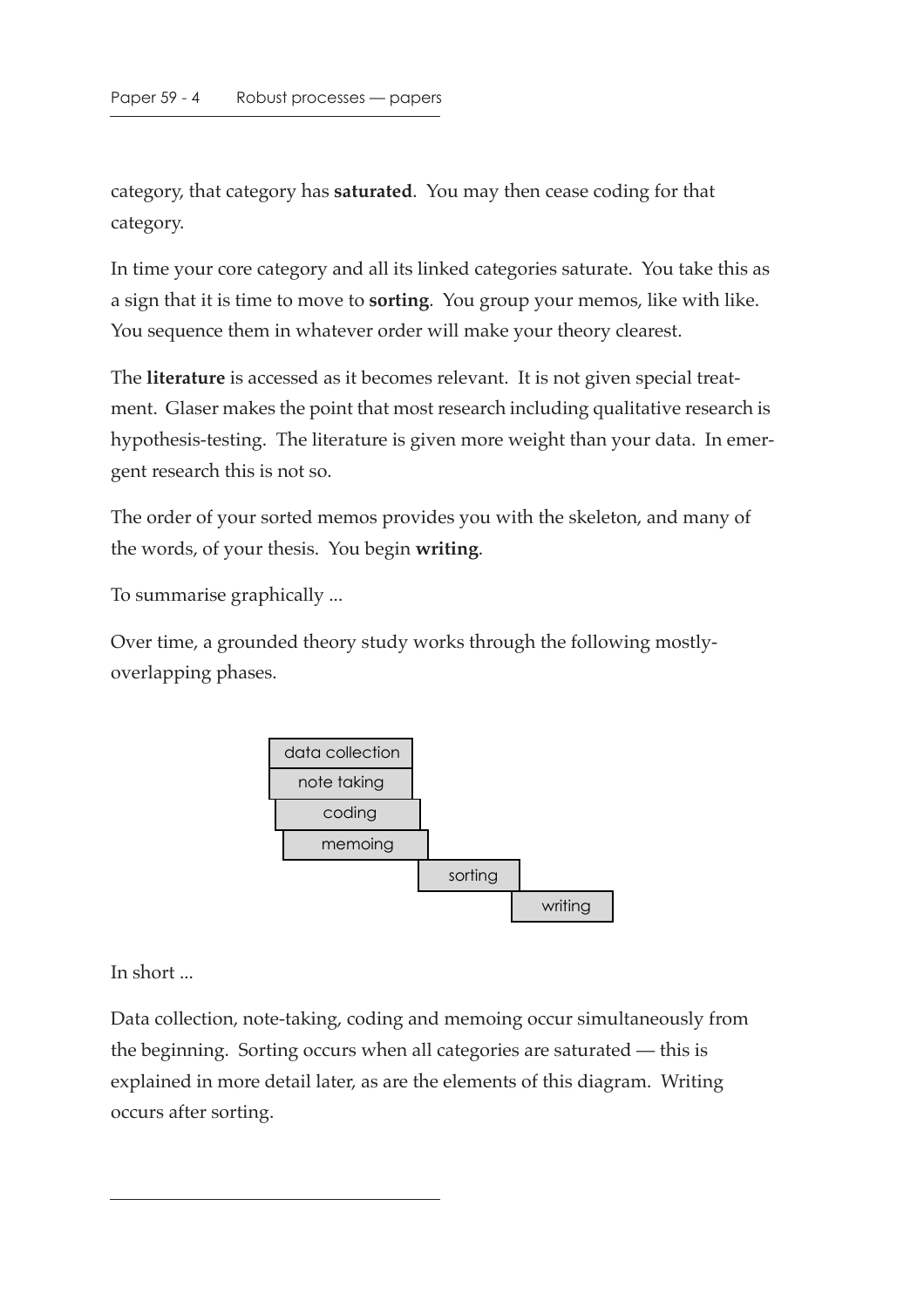category, that category has **saturated**. You may then cease coding for that category.

In time your core category and all its linked categories saturate. You take this as a sign that it is time to move to **sorting**. You group your memos, like with like. You sequence them in whatever order will make your theory clearest.

The **literature** is accessed as it becomes relevant. It is not given special treatment. Glaser makes the point that most research including qualitative research is hypothesis-testing. The literature is given more weight than your data. In emergent research this is not so.

The order of your sorted memos provides you with the skeleton, and many of the words, of your thesis. You begin **writing**.

To summarise graphically ...

Over time, a grounded theory study works through the following mostly-overlapping phases.

data collection
note taking
coding
memoing
sorting
writing

In short ...

Data collection, note-taking, coding and memoing occur simultaneously from the beginning. Sorting occurs when all categories are saturated — this is explained in more detail later, as are the elements of this diagram. Writing occurs after sorting.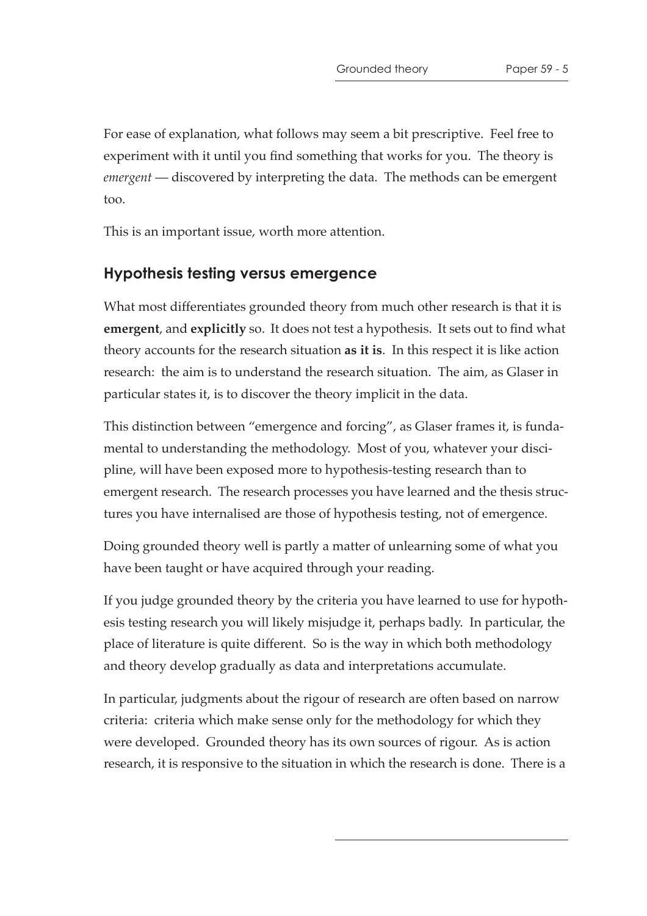For ease of explanation, what follows may seem a bit prescriptive. Feel free to experiment with it until you find something that works for you. The theory is *emergent* — discovered by interpreting the data. The methods can be emergent too.

This is an important issue, worth more attention.

## Hypothesis testing versus emergence

What most differentiates grounded theory from much other research is that it is **emergent**, and **explicitly** so. It does not test a hypothesis. It sets out to find what theory accounts for the research situation **as it is**. In this respect it is like action research: the aim is to understand the research situation. The aim, as Glaser in particular states it, is to discover the theory implicit in the data.

This distinction between "emergence and forcing", as Glaser frames it, is fundamental to understanding the methodology. Most of you, whatever your discipline, will have been exposed more to hypothesis-testing research than to emergent research. The research processes you have learned and the thesis structures you have internalised are those of hypothesis testing, not of emergence.

Doing grounded theory well is partly a matter of unlearning some of what you have been taught or have acquired through your reading.

If you judge grounded theory by the criteria you have learned to use for hypothesis testing research you will likely misjudge it, perhaps badly. In particular, the place of literature is quite different. So is the way in which both methodology and theory develop gradually as data and interpretations accumulate.

In particular, judgments about the rigour of research are often based on narrow criteria: criteria which make sense only for the methodology for which they were developed. Grounded theory has its own sources of rigour. As is action research, it is responsive to the situation in which the research is done. There is a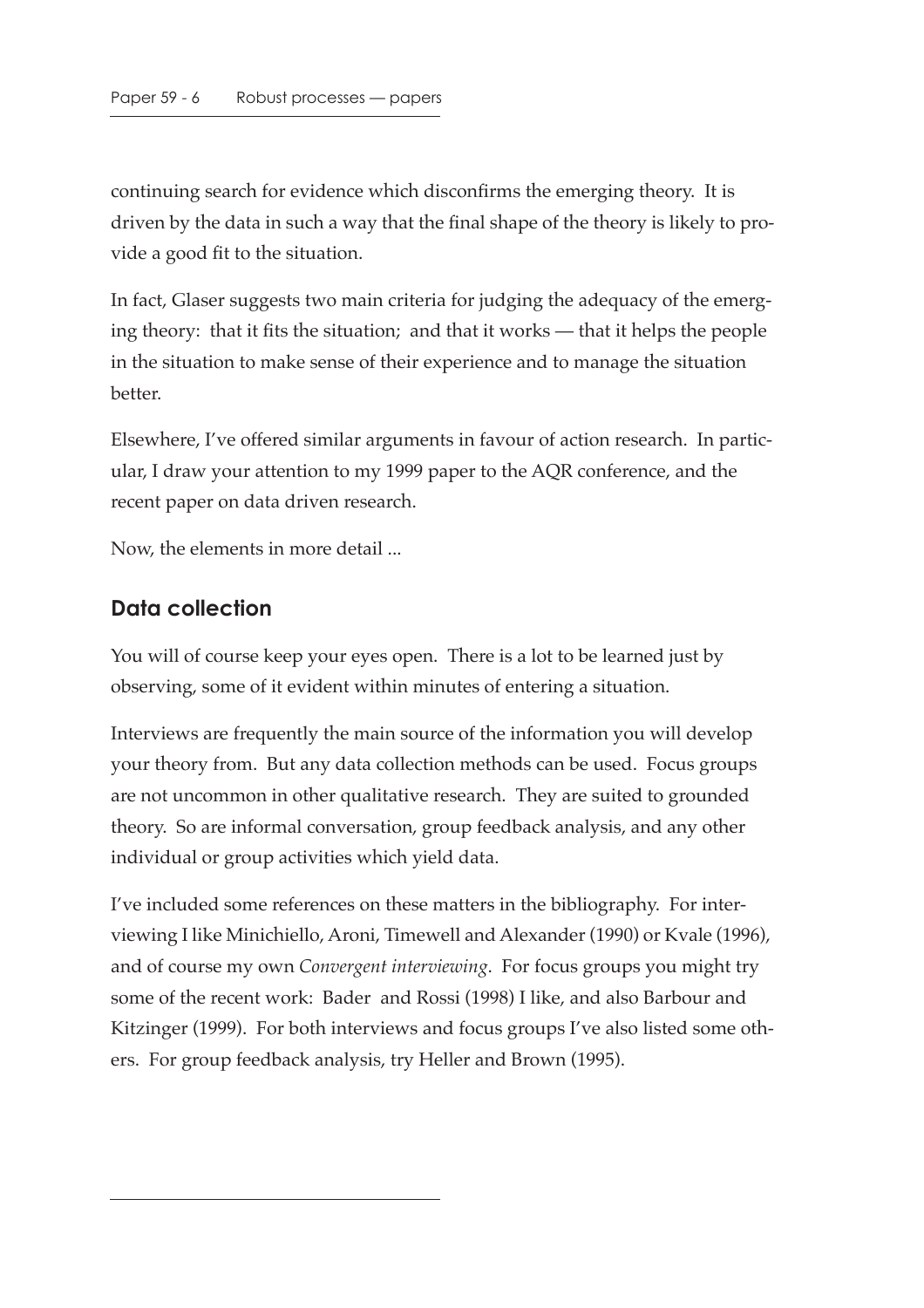continuing search for evidence which disconfirms the emerging theory. It is driven by the data in such a way that the final shape of the theory is likely to provide a good fit to the situation.

In fact, Glaser suggests two main criteria for judging the adequacy of the emerging theory: that it fits the situation; and that it works — that it helps the people in the situation to make sense of their experience and to manage the situation better.

Elsewhere, I've offered similar arguments in favour of action research. In particular, I draw your attention to my 1999 paper to the AQR conference, and the recent paper on data driven research.

Now, the elements in more detail ...

## Data collection

You will of course keep your eyes open. There is a lot to be learned just by observing, some of it evident within minutes of entering a situation.

Interviews are frequently the main source of the information you will develop your theory from. But any data collection methods can be used. Focus groups are not uncommon in other qualitative research. They are suited to grounded theory. So are informal conversation, group feedback analysis, and any other individual or group activities which yield data.

I've included some references on these matters in the bibliography. For interviewing I like Minichiello, Aroni, Timewell and Alexander (1990) or Kvale (1996), and of course my own *Convergent interviewing*. For focus groups you might try some of the recent work: Bader and Rossi (1998) I like, and also Barbour and Kitzinger (1999). For both interviews and focus groups I've also listed some others. For group feedback analysis, try Heller and Brown (1995).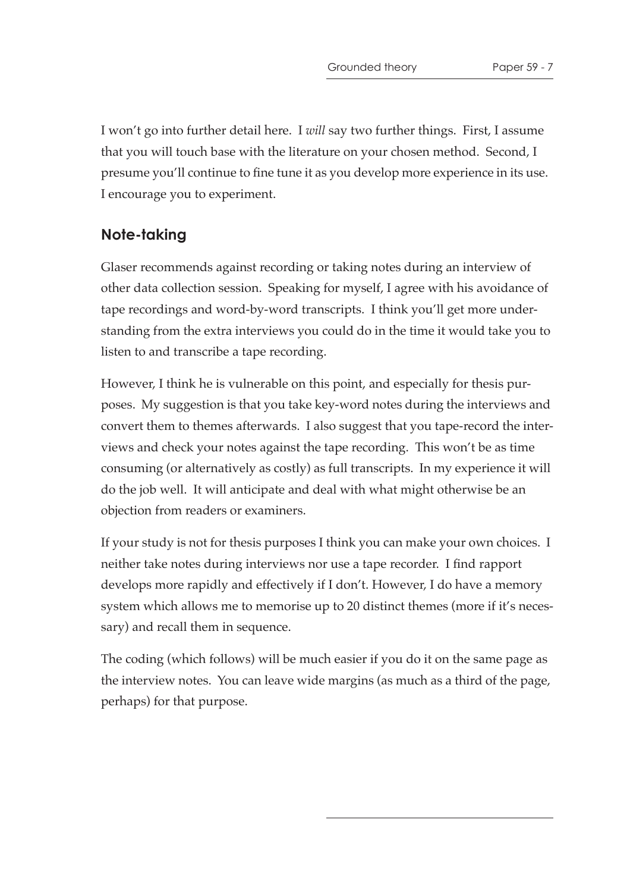I won't go into further detail here. I *will* say two further things. First, I assume that you will touch base with the literature on your chosen method. Second, I presume you'll continue to fine tune it as you develop more experience in its use. I encourage you to experiment.

## Note-taking

Glaser recommends against recording or taking notes during an interview of other data collection session. Speaking for myself, I agree with his avoidance of tape recordings and word-by-word transcripts. I think you'll get more understanding from the extra interviews you could do in the time it would take you to listen to and transcribe a tape recording.

However, I think he is vulnerable on this point, and especially for thesis purposes. My suggestion is that you take key-word notes during the interviews and convert them to themes afterwards. I also suggest that you tape-record the interviews and check your notes against the tape recording. This won't be as time consuming (or alternatively as costly) as full transcripts. In my experience it will do the job well. It will anticipate and deal with what might otherwise be an objection from readers or examiners.

If your study is not for thesis purposes I think you can make your own choices. I neither take notes during interviews nor use a tape recorder. I find rapport develops more rapidly and effectively if I don't. However, I do have a memory system which allows me to memorise up to 20 distinct themes (more if it's necessary) and recall them in sequence.

The coding (which follows) will be much easier if you do it on the same page as the interview notes. You can leave wide margins (as much as a third of the page, perhaps) for that purpose.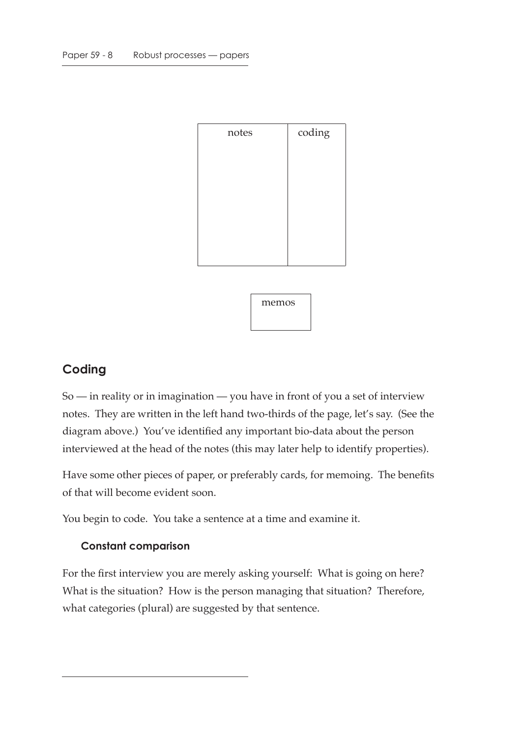| notes | coding |
| --- | --- |
| | |

| memos |
| --- |
| |

## Coding

So — in reality or in imagination — you have in front of you a set of interview notes. They are written in the left hand two-thirds of the page, let's say. (See the diagram above.) You've identified any important bio-data about the person interviewed at the head of the notes (this may later help to identify properties).

Have some other pieces of paper, or preferably cards, for memoing. The benefits of that will become evident soon.

You begin to code. You take a sentence at a time and examine it.

### Constant comparison

For the first interview you are merely asking yourself: What is going on here? What is the situation? How is the person managing that situation? Therefore, what categories (plural) are suggested by that sentence.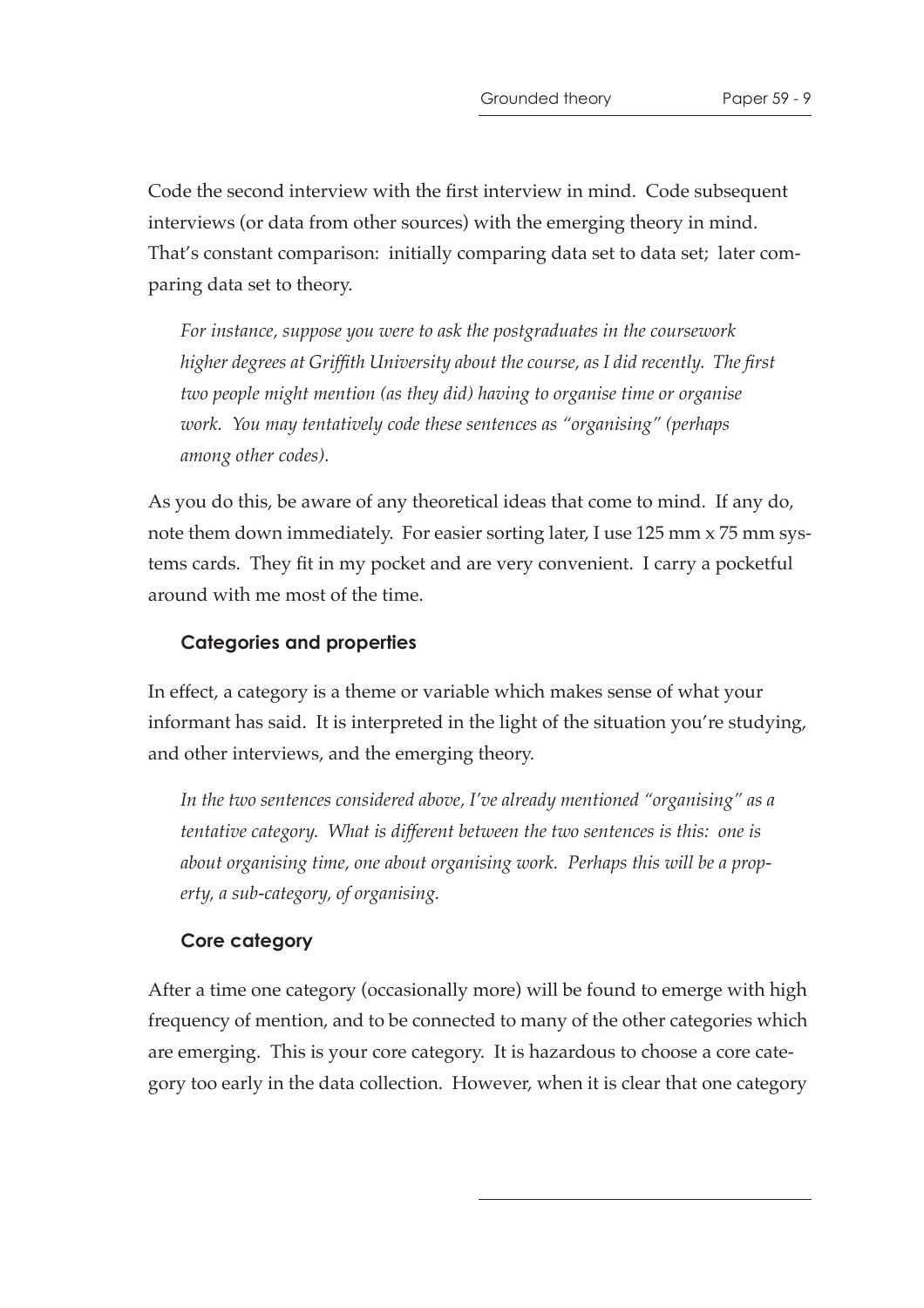Code the second interview with the first interview in mind. Code subsequent interviews (or data from other sources) with the emerging theory in mind. That's constant comparison: initially comparing data set to data set; later comparing data set to theory.

*For instance, suppose you were to ask the postgraduates in the coursework higher degrees at Griffith University about the course, as I did recently. The first two people might mention (as they did) having to organise time or organise work. You may tentatively code these sentences as "organising" (perhaps among other codes).*

As you do this, be aware of any theoretical ideas that come to mind. If any do, note them down immediately. For easier sorting later, I use 125 mm x 75 mm systems cards. They fit in my pocket and are very convenient. I carry a pocketful around with me most of the time.

### Categories and properties

In effect, a category is a theme or variable which makes sense of what your informant has said. It is interpreted in the light of the situation you're studying, and other interviews, and the emerging theory.

*In the two sentences considered above, I've already mentioned "organising" as a tentative category. What is different between the two sentences is this: one is about organising time, one about organising work. Perhaps this will be a property, a sub-category, of organising.*

### Core category

After a time one category (occasionally more) will be found to emerge with high frequency of mention, and to be connected to many of the other categories which are emerging. This is your core category. It is hazardous to choose a core category too early in the data collection. However, when it is clear that one category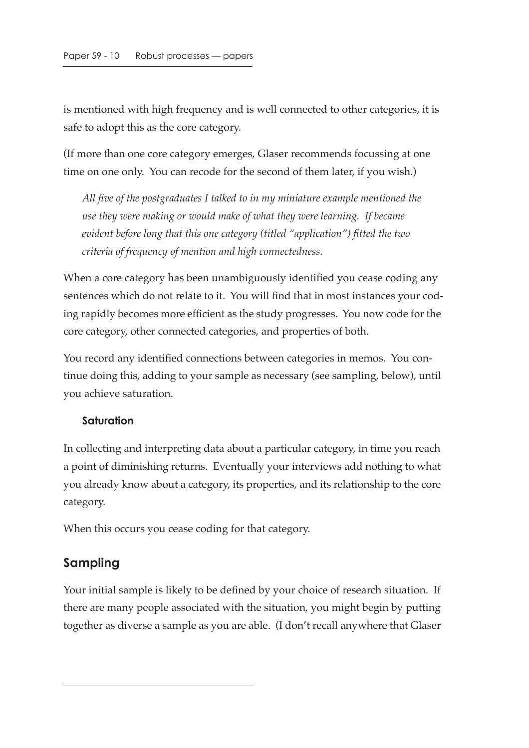is mentioned with high frequency and is well connected to other categories, it is safe to adopt this as the core category.

(If more than one core category emerges, Glaser recommends focussing at one time on one only. You can recode for the second of them later, if you wish.)

> *All five of the postgraduates I talked to in my miniature example mentioned the use they were making or would make of what they were learning. If became evident before long that this one category (titled "application") fitted the two criteria of frequency of mention and high connectedness.*

When a core category has been unambiguously identified you cease coding any sentences which do not relate to it. You will find that in most instances your coding rapidly becomes more efficient as the study progresses. You now code for the core category, other connected categories, and properties of both.

You record any identified connections between categories in memos. You continue doing this, adding to your sample as necessary (see sampling, below), until you achieve saturation.

### Saturation

In collecting and interpreting data about a particular category, in time you reach a point of diminishing returns. Eventually your interviews add nothing to what you already know about a category, its properties, and its relationship to the core category.

When this occurs you cease coding for that category.

## Sampling

Your initial sample is likely to be defined by your choice of research situation. If there are many people associated with the situation, you might begin by putting together as diverse a sample as you are able. (I don't recall anywhere that Glaser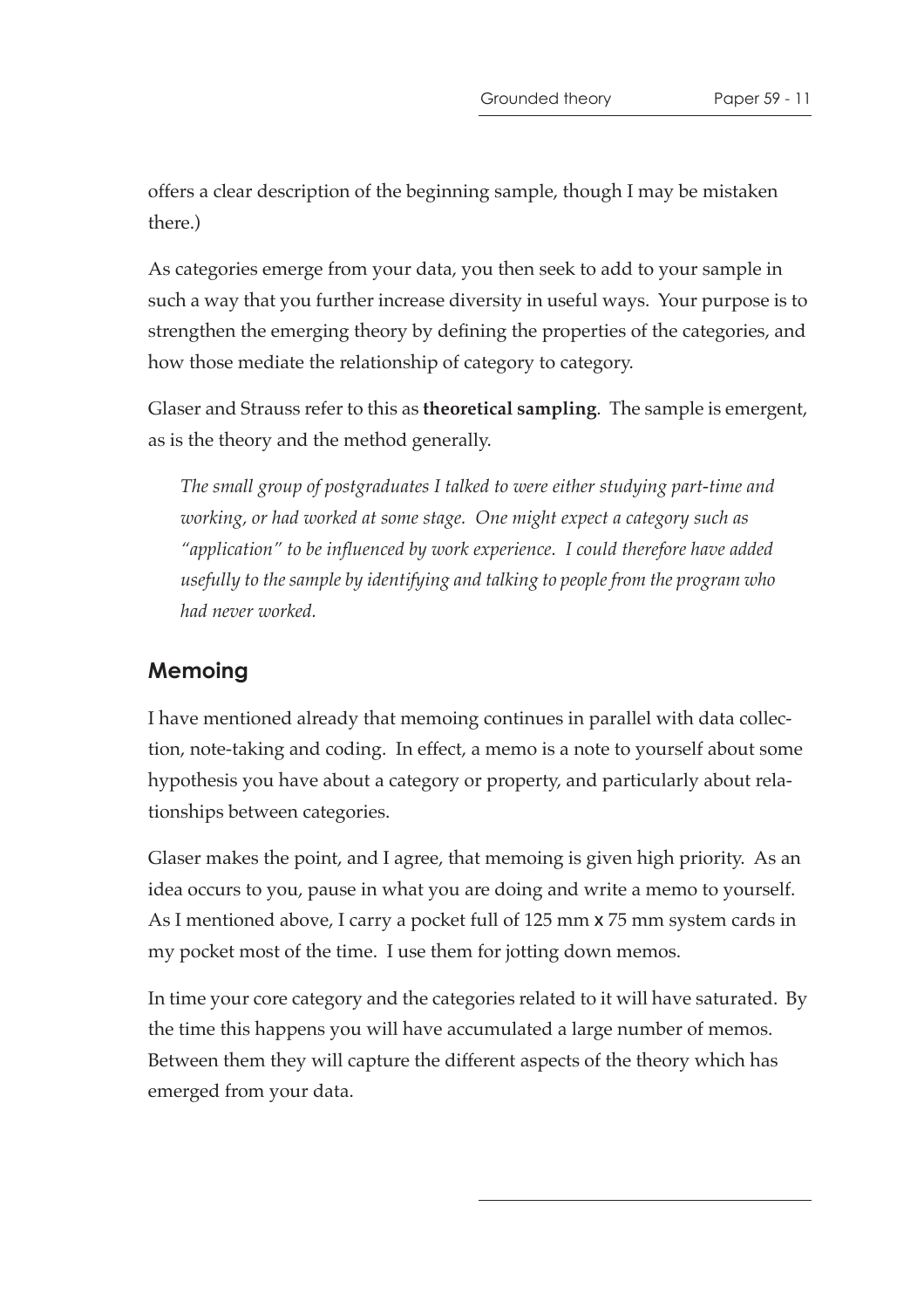offers a clear description of the beginning sample, though I may be mistaken there.)

As categories emerge from your data, you then seek to add to your sample in such a way that you further increase diversity in useful ways. Your purpose is to strengthen the emerging theory by defining the properties of the categories, and how those mediate the relationship of category to category.

Glaser and Strauss refer to this as **theoretical sampling**. The sample is emergent, as is the theory and the method generally.

*The small group of postgraduates I talked to were either studying part-time and working, or had worked at some stage. One might expect a category such as "application" to be influenced by work experience. I could therefore have added usefully to the sample by identifying and talking to people from the program who had never worked.*

## Memoing

I have mentioned already that memoing continues in parallel with data collection, note-taking and coding. In effect, a memo is a note to yourself about some hypothesis you have about a category or property, and particularly about relationships between categories.

Glaser makes the point, and I agree, that memoing is given high priority. As an idea occurs to you, pause in what you are doing and write a memo to yourself. As I mentioned above, I carry a pocket full of 125 mm x 75 mm system cards in my pocket most of the time. I use them for jotting down memos.

In time your core category and the categories related to it will have saturated. By the time this happens you will have accumulated a large number of memos. Between them they will capture the different aspects of the theory which has emerged from your data.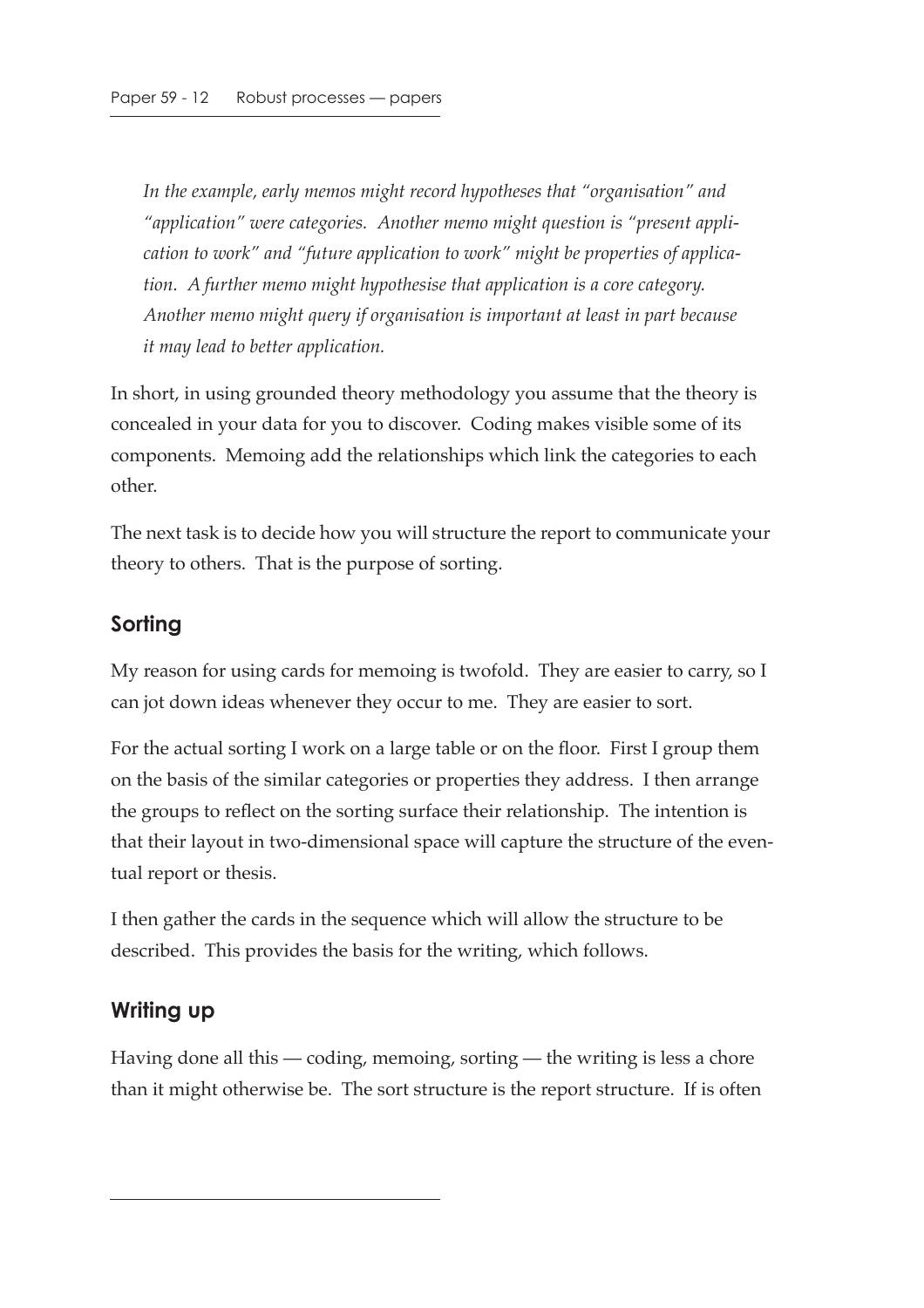*In the example, early memos might record hypotheses that "organisation" and "application" were categories. Another memo might question is "present application to work" and "future application to work" might be properties of application. A further memo might hypothesise that application is a core category. Another memo might query if organisation is important at least in part because it may lead to better application.*

In short, in using grounded theory methodology you assume that the theory is concealed in your data for you to discover. Coding makes visible some of its components. Memoing add the relationships which link the categories to each other.

The next task is to decide how you will structure the report to communicate your theory to others. That is the purpose of sorting.

## Sorting

My reason for using cards for memoing is twofold. They are easier to carry, so I can jot down ideas whenever they occur to me. They are easier to sort.

For the actual sorting I work on a large table or on the floor. First I group them on the basis of the similar categories or properties they address. I then arrange the groups to reflect on the sorting surface their relationship. The intention is that their layout in two-dimensional space will capture the structure of the eventual report or thesis.

I then gather the cards in the sequence which will allow the structure to be described. This provides the basis for the writing, which follows.

## Writing up

Having done all this — coding, memoing, sorting — the writing is less a chore than it might otherwise be. The sort structure is the report structure. If is often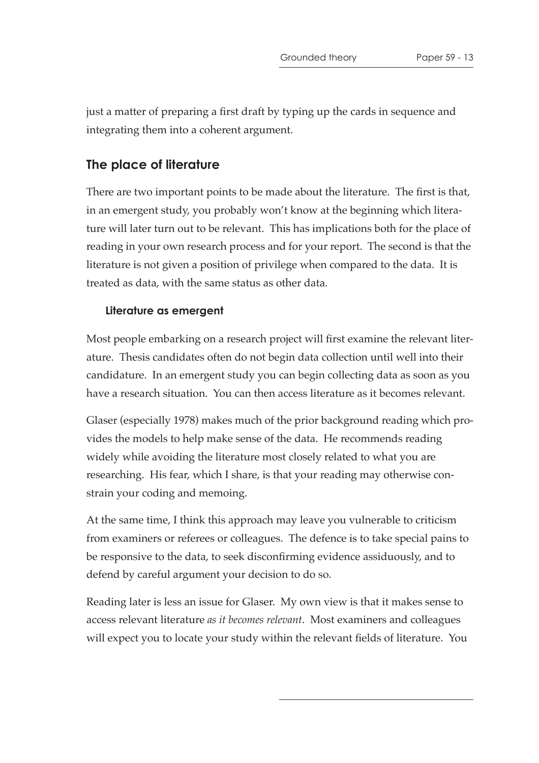just a matter of preparing a first draft by typing up the cards in sequence and integrating them into a coherent argument.

## The place of literature

There are two important points to be made about the literature. The first is that, in an emergent study, you probably won't know at the beginning which literature will later turn out to be relevant. This has implications both for the place of reading in your own research process and for your report. The second is that the literature is not given a position of privilege when compared to the data. It is treated as data, with the same status as other data.

### Literature as emergent

Most people embarking on a research project will first examine the relevant literature. Thesis candidates often do not begin data collection until well into their candidature. In an emergent study you can begin collecting data as soon as you have a research situation. You can then access literature as it becomes relevant.

Glaser (especially 1978) makes much of the prior background reading which provides the models to help make sense of the data. He recommends reading widely while avoiding the literature most closely related to what you are researching. His fear, which I share, is that your reading may otherwise constrain your coding and memoing.

At the same time, I think this approach may leave you vulnerable to criticism from examiners or referees or colleagues. The defence is to take special pains to be responsive to the data, to seek disconfirming evidence assiduously, and to defend by careful argument your decision to do so.

Reading later is less an issue for Glaser. My own view is that it makes sense to access relevant literature *as it becomes relevant*. Most examiners and colleagues will expect you to locate your study within the relevant fields of literature. You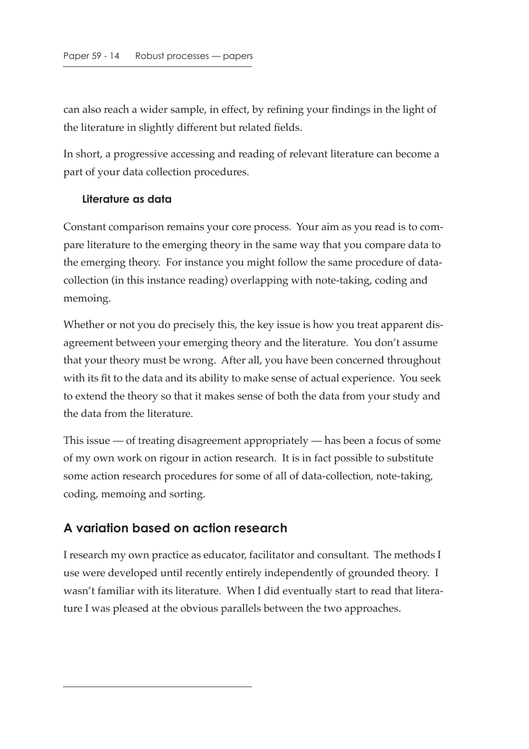can also reach a wider sample, in effect, by refining your findings in the light of the literature in slightly different but related fields.

In short, a progressive accessing and reading of relevant literature can become a part of your data collection procedures.

### Literature as data

Constant comparison remains your core process. Your aim as you read is to compare literature to the emerging theory in the same way that you compare data to the emerging theory. For instance you might follow the same procedure of data-collection (in this instance reading) overlapping with note-taking, coding and memoing.

Whether or not you do precisely this, the key issue is how you treat apparent disagreement between your emerging theory and the literature. You don't assume that your theory must be wrong. After all, you have been concerned throughout with its fit to the data and its ability to make sense of actual experience. You seek to extend the theory so that it makes sense of both the data from your study and the data from the literature.

This issue — of treating disagreement appropriately — has been a focus of some of my own work on rigour in action research. It is in fact possible to substitute some action research procedures for some of all of data-collection, note-taking, coding, memoing and sorting.

## A variation based on action research

I research my own practice as educator, facilitator and consultant. The methods I use were developed until recently entirely independently of grounded theory. I wasn't familiar with its literature. When I did eventually start to read that literature I was pleased at the obvious parallels between the two approaches.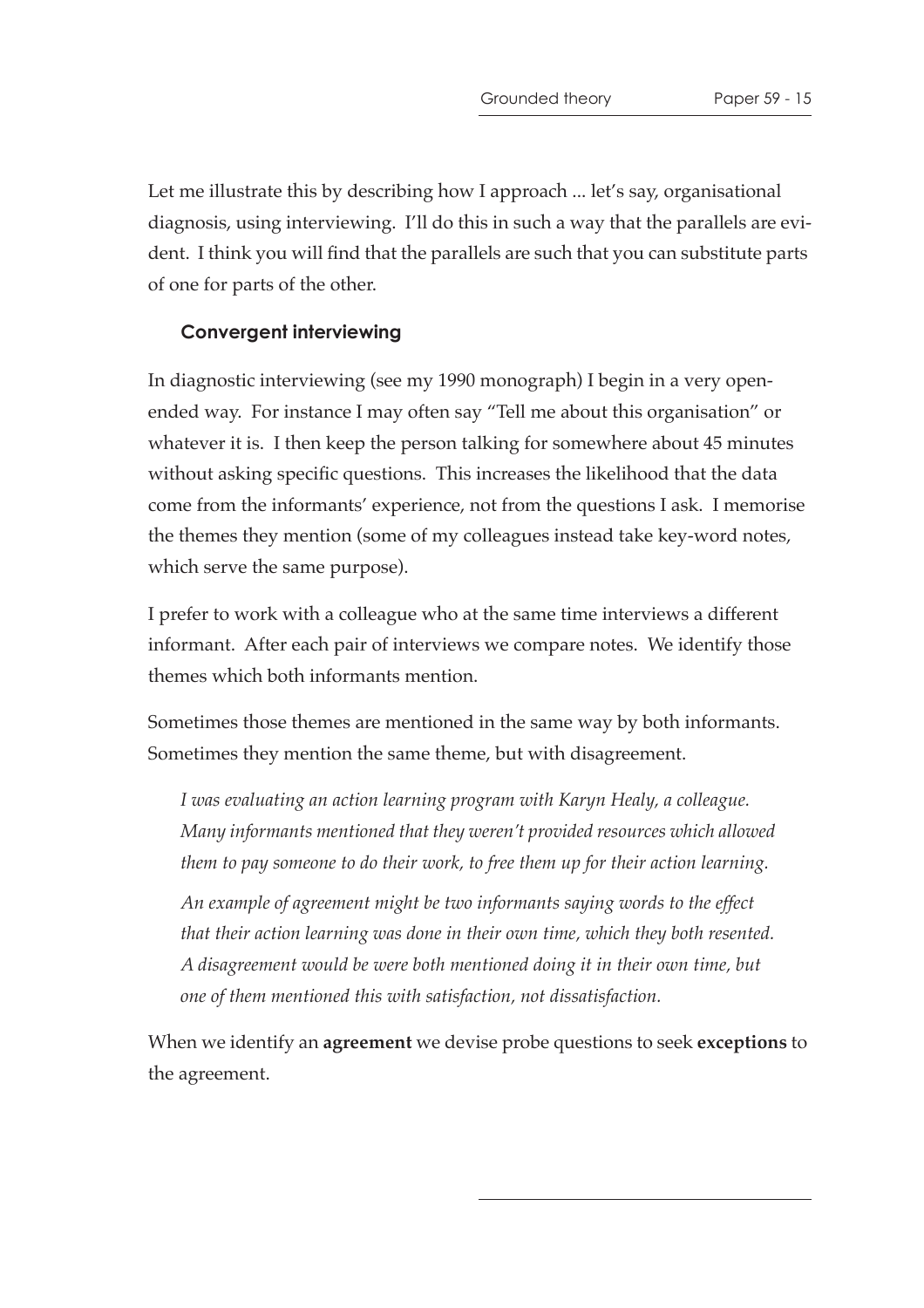Let me illustrate this by describing how I approach ... let's say, organisational diagnosis, using interviewing. I'll do this in such a way that the parallels are evident. I think you will find that the parallels are such that you can substitute parts of one for parts of the other.

### Convergent interviewing

In diagnostic interviewing (see my 1990 monograph) I begin in a very open-ended way. For instance I may often say "Tell me about this organisation" or whatever it is. I then keep the person talking for somewhere about 45 minutes without asking specific questions. This increases the likelihood that the data come from the informants' experience, not from the questions I ask. I memorise the themes they mention (some of my colleagues instead take key-word notes, which serve the same purpose).

I prefer to work with a colleague who at the same time interviews a different informant. After each pair of interviews we compare notes. We identify those themes which both informants mention.

Sometimes those themes are mentioned in the same way by both informants. Sometimes they mention the same theme, but with disagreement.

> *I was evaluating an action learning program with Karyn Healy, a colleague. Many informants mentioned that they weren't provided resources which allowed them to pay someone to do their work, to free them up for their action learning.*
>
> *An example of agreement might be two informants saying words to the effect that their action learning was done in their own time, which they both resented. A disagreement would be were both mentioned doing it in their own time, but one of them mentioned this with satisfaction, not dissatisfaction.*

When we identify an **agreement** we devise probe questions to seek **exceptions** to the agreement.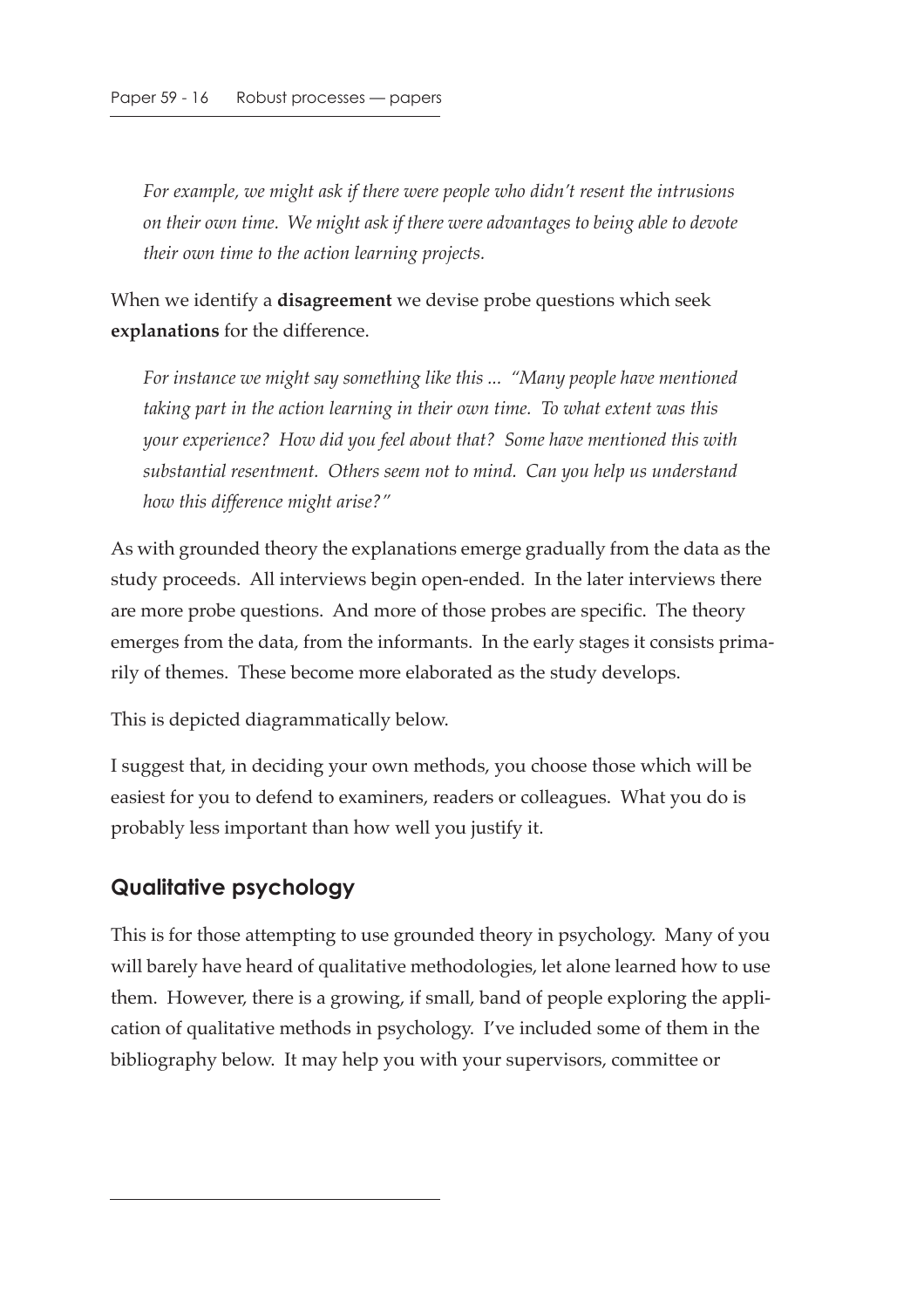*For example, we might ask if there were people who didn't resent the intrusions on their own time. We might ask if there were advantages to being able to devote their own time to the action learning projects.*

When we identify a **disagreement** we devise probe questions which seek **explanations** for the difference.

*For instance we might say something like this ... "Many people have mentioned taking part in the action learning in their own time. To what extent was this your experience? How did you feel about that? Some have mentioned this with substantial resentment. Others seem not to mind. Can you help us understand how this difference might arise?"*

As with grounded theory the explanations emerge gradually from the data as the study proceeds. All interviews begin open-ended. In the later interviews there are more probe questions. And more of those probes are specific. The theory emerges from the data, from the informants. In the early stages it consists primarily of themes. These become more elaborated as the study develops.

This is depicted diagrammatically below.

I suggest that, in deciding your own methods, you choose those which will be easiest for you to defend to examiners, readers or colleagues. What you do is probably less important than how well you justify it.

## Qualitative psychology

This is for those attempting to use grounded theory in psychology. Many of you will barely have heard of qualitative methodologies, let alone learned how to use them. However, there is a growing, if small, band of people exploring the application of qualitative methods in psychology. I've included some of them in the bibliography below. It may help you with your supervisors, committee or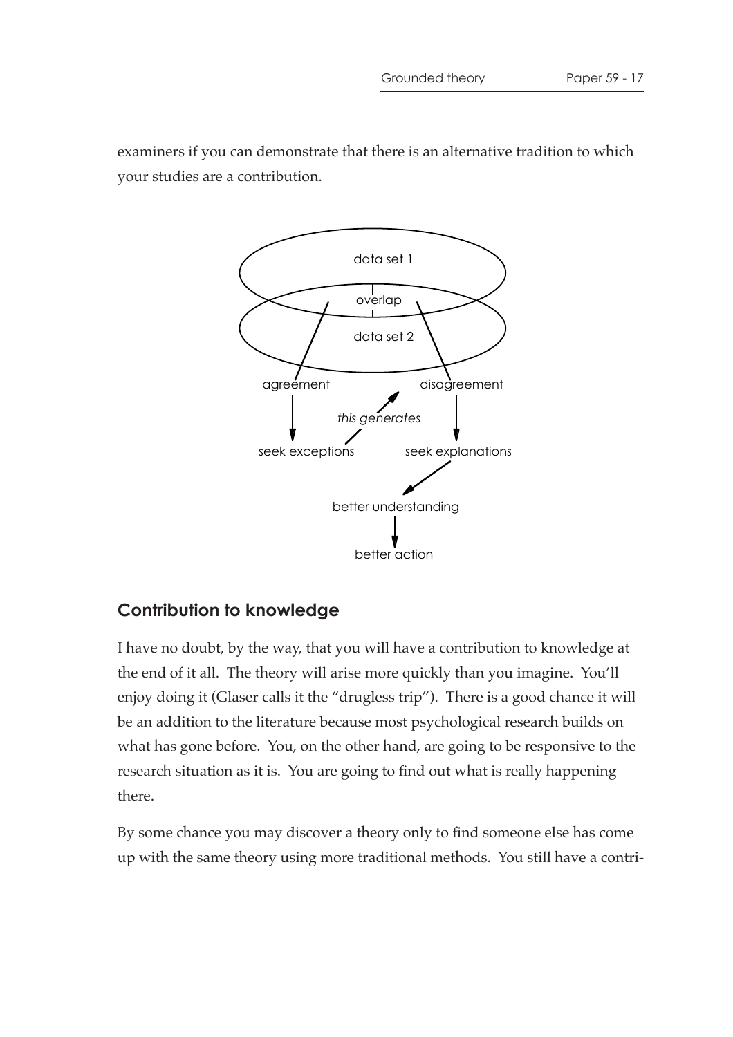examiners if you can demonstrate that there is an alternative tradition to which your studies are a contribution.

## Contribution to knowledge

I have no doubt, by the way, that you will have a contribution to knowledge at the end of it all. The theory will arise more quickly than you imagine. You'll enjoy doing it (Glaser calls it the "drugless trip"). There is a good chance it will be an addition to the literature because most psychological research builds on what has gone before. You, on the other hand, are going to be responsive to the research situation as it is. You are going to find out what is really happening there.

By some chance you may discover a theory only to find someone else has come up with the same theory using more traditional methods. You still have a contri-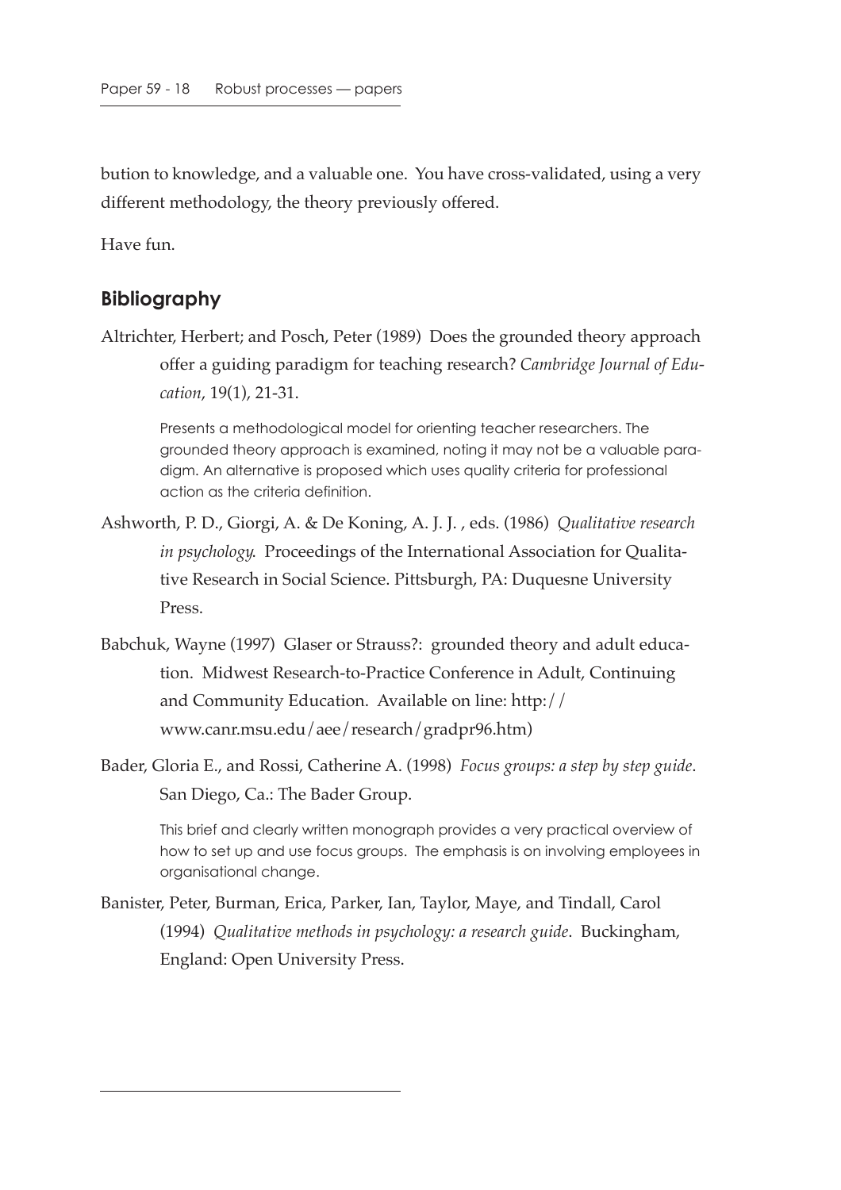bution to knowledge, and a valuable one. You have cross-validated, using a very different methodology, the theory previously offered.

Have fun.

## Bibliography

Altrichter, Herbert; and Posch, Peter (1989) Does the grounded theory approach offer a guiding paradigm for teaching research? *Cambridge Journal of Education*, 19(1), 21-31.

> Presents a methodological model for orienting teacher researchers. The grounded theory approach is examined, noting it may not be a valuable paradigm. An alternative is proposed which uses quality criteria for professional action as the criteria definition.

Ashworth, P. D., Giorgi, A. & De Koning, A. J. J. , eds. (1986) *Qualitative research in psychology*. Proceedings of the International Association for Qualitative Research in Social Science. Pittsburgh, PA: Duquesne University Press.

Babchuk, Wayne (1997) Glaser or Strauss?: grounded theory and adult education. Midwest Research-to-Practice Conference in Adult, Continuing and Community Education. Available on line: http://www.canr.msu.edu/aee/research/gradpr96.htm)

Bader, Gloria E., and Rossi, Catherine A. (1998) *Focus groups: a step by step guide*. San Diego, Ca.: The Bader Group.

> This brief and clearly written monograph provides a very practical overview of how to set up and use focus groups. The emphasis is on involving employees in organisational change.

Banister, Peter, Burman, Erica, Parker, Ian, Taylor, Maye, and Tindall, Carol (1994) *Qualitative methods in psychology: a research guide*. Buckingham, England: Open University Press.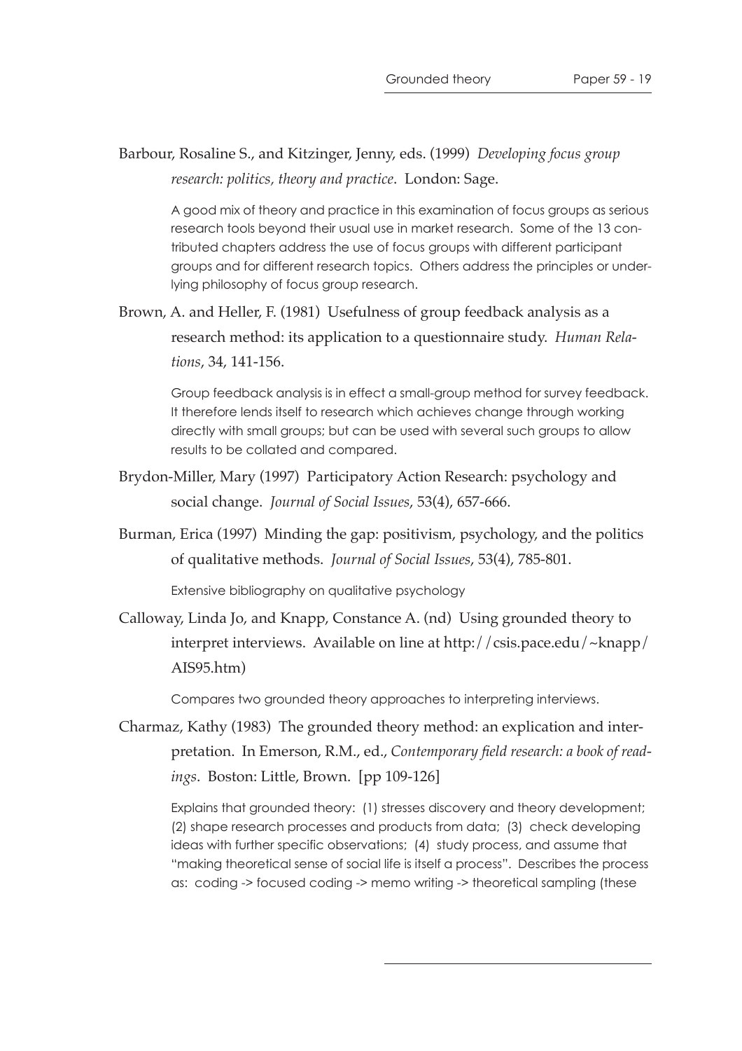Barbour, Rosaline S., and Kitzinger, Jenny, eds. (1999) *Developing focus group research: politics, theory and practice*. London: Sage.

> A good mix of theory and practice in this examination of focus groups as serious research tools beyond their usual use in market research. Some of the 13 contributed chapters address the use of focus groups with different participant groups and for different research topics. Others address the principles or underlying philosophy of focus group research.

Brown, A. and Heller, F. (1981) Usefulness of group feedback analysis as a research method: its application to a questionnaire study. *Human Relations*, 34, 141-156.

> Group feedback analysis is in effect a small-group method for survey feedback. It therefore lends itself to research which achieves change through working directly with small groups; but can be used with several such groups to allow results to be collated and compared.

Brydon-Miller, Mary (1997) Participatory Action Research: psychology and social change. *Journal of Social Issues*, 53(4), 657-666.

Burman, Erica (1997) Minding the gap: positivism, psychology, and the politics of qualitative methods. *Journal of Social Issues*, 53(4), 785-801.

> Extensive bibliography on qualitative psychology

Calloway, Linda Jo, and Knapp, Constance A. (nd) Using grounded theory to interpret interviews. Available on line at http://csis.pace.edu/~knapp/AIS95.htm)

> Compares two grounded theory approaches to interpreting interviews.

Charmaz, Kathy (1983) The grounded theory method: an explication and interpretation. In Emerson, R.M., ed., *Contemporary field research: a book of readings*. Boston: Little, Brown. [pp 109-126]

> Explains that grounded theory: (1) stresses discovery and theory development; (2) shape research processes and products from data; (3) check developing ideas with further specific observations; (4) study process, and assume that "making theoretical sense of social life is itself a process". Describes the process as: coding -> focused coding -> memo writing -> theoretical sampling (these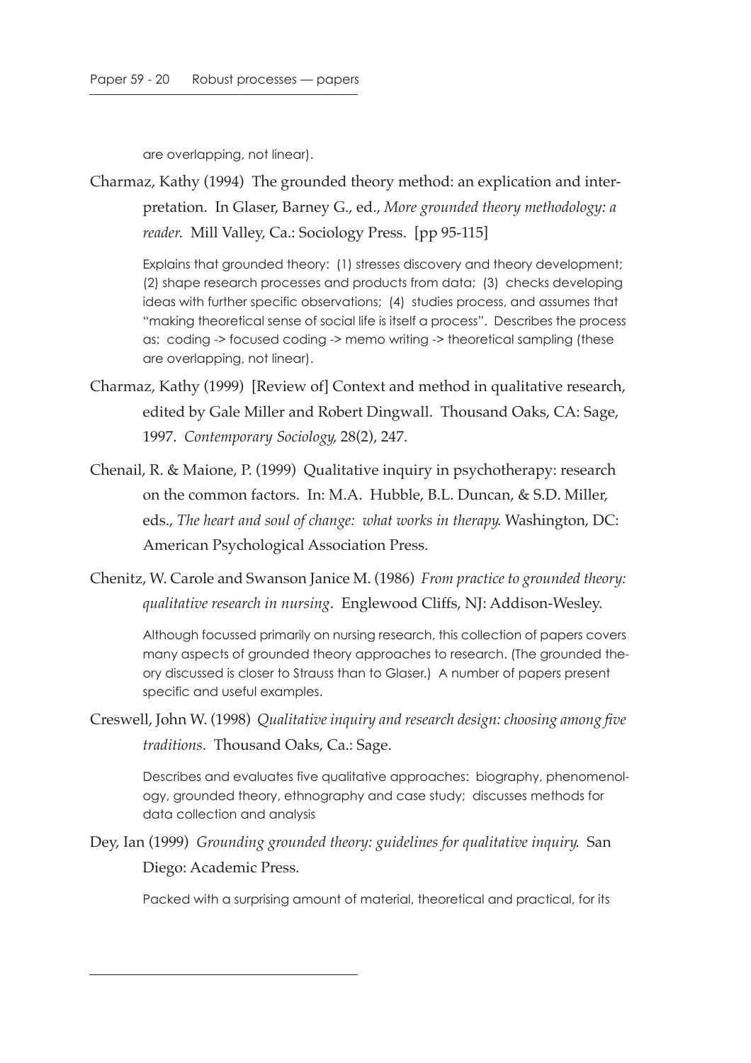are overlapping, not linear).

Charmaz, Kathy (1994) The grounded theory method: an explication and interpretation. In Glaser, Barney G., ed., *More grounded theory methodology: a reader*. Mill Valley, Ca.: Sociology Press. [pp 95-115]

> Explains that grounded theory: (1) stresses discovery and theory development; (2) shape research processes and products from data; (3) checks developing ideas with further specific observations; (4) studies process, and assumes that "making theoretical sense of social life is itself a process". Describes the process as: coding -> focused coding -> memo writing -> theoretical sampling (these are overlapping, not linear).

Charmaz, Kathy (1999) [Review of] Context and method in qualitative research, edited by Gale Miller and Robert Dingwall. Thousand Oaks, CA: Sage, 1997. *Contemporary Sociology*, 28(2), 247.

Chenail, R. & Maione, P. (1999) Qualitative inquiry in psychotherapy: research on the common factors. In: M.A. Hubble, B.L. Duncan, & S.D. Miller, eds., *The heart and soul of change: what works in therapy*. Washington, DC: American Psychological Association Press.

Chenitz, W. Carole and Swanson Janice M. (1986) *From practice to grounded theory: qualitative research in nursing*. Englewood Cliffs, NJ: Addison-Wesley.

> Although focussed primarily on nursing research, this collection of papers covers many aspects of grounded theory approaches to research. (The grounded theory discussed is closer to Strauss than to Glaser.) A number of papers present specific and useful examples.

Creswell, John W. (1998) *Qualitative inquiry and research design: choosing among five traditions*. Thousand Oaks, Ca.: Sage.

> Describes and evaluates five qualitative approaches: biography, phenomenology, grounded theory, ethnography and case study; discusses methods for data collection and analysis

Dey, Ian (1999) *Grounding grounded theory: guidelines for qualitative inquiry*. San Diego: Academic Press.

> Packed with a surprising amount of material, theoretical and practical, for its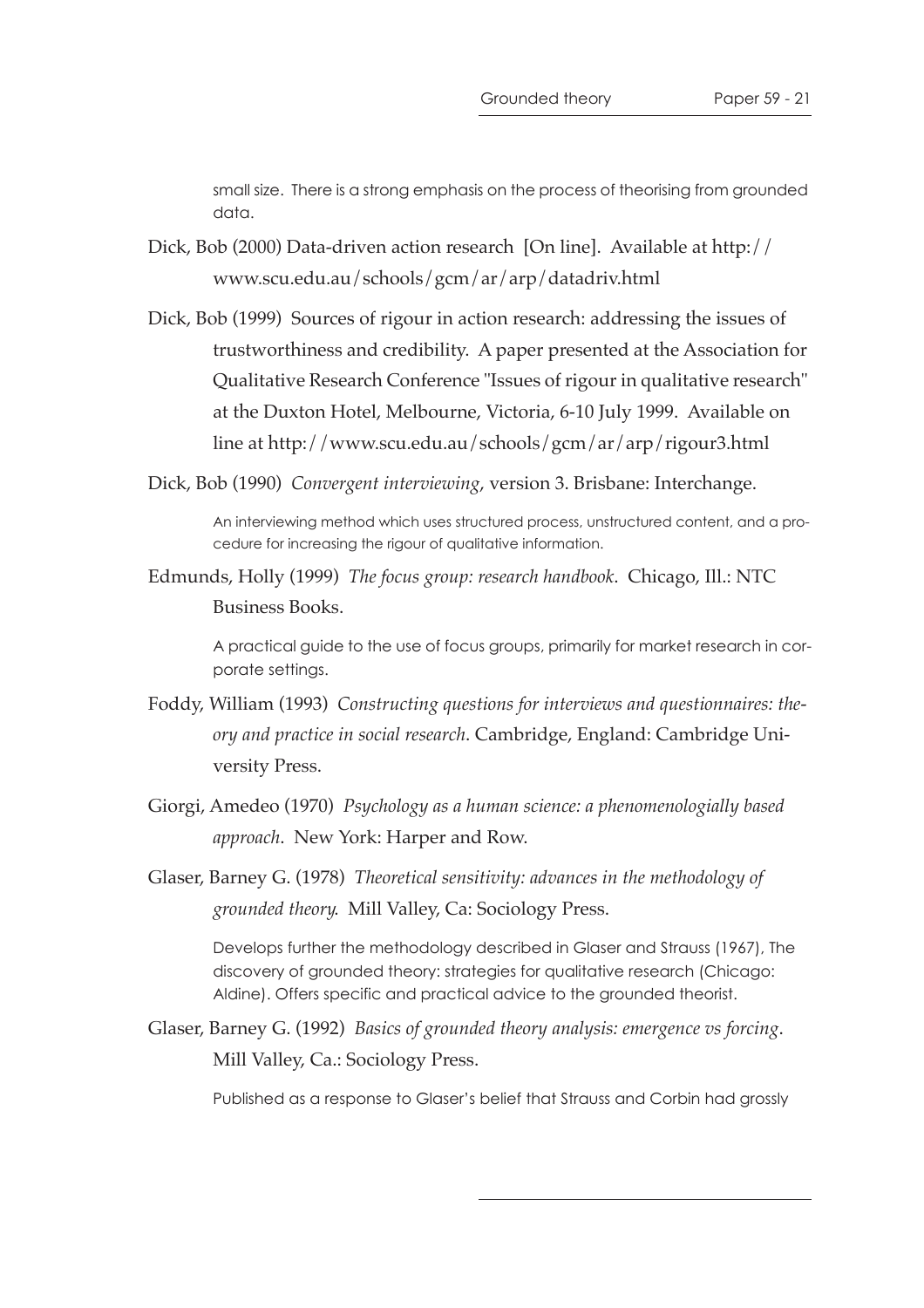small size. There is a strong emphasis on the process of theorising from grounded data.

Dick, Bob (2000) Data-driven action research [On line]. Available at http://www.scu.edu.au/schools/gcm/ar/arp/datadriv.html

Dick, Bob (1999) Sources of rigour in action research: addressing the issues of trustworthiness and credibility. A paper presented at the Association for Qualitative Research Conference "Issues of rigour in qualitative research" at the Duxton Hotel, Melbourne, Victoria, 6-10 July 1999. Available on line at http://www.scu.edu.au/schools/gcm/ar/arp/rigour3.html

Dick, Bob (1990) *Convergent interviewing*, version 3. Brisbane: Interchange.

> An interviewing method which uses structured process, unstructured content, and a procedure for increasing the rigour of qualitative information.

Edmunds, Holly (1999) *The focus group: research handbook*. Chicago, Ill.: NTC Business Books.

> A practical guide to the use of focus groups, primarily for market research in corporate settings.

Foddy, William (1993) *Constructing questions for interviews and questionnaires: theory and practice in social research*. Cambridge, England: Cambridge University Press.

Giorgi, Amedeo (1970) *Psychology as a human science: a phenomenologially based approach*. New York: Harper and Row.

Glaser, Barney G. (1978) *Theoretical sensitivity: advances in the methodology of grounded theory.* Mill Valley, Ca: Sociology Press.

> Develops further the methodology described in Glaser and Strauss (1967), The discovery of grounded theory: strategies for qualitative research (Chicago: Aldine). Offers specific and practical advice to the grounded theorist.

Glaser, Barney G. (1992) *Basics of grounded theory analysis: emergence vs forcing*. Mill Valley, Ca.: Sociology Press.

> Published as a response to Glaser's belief that Strauss and Corbin had grossly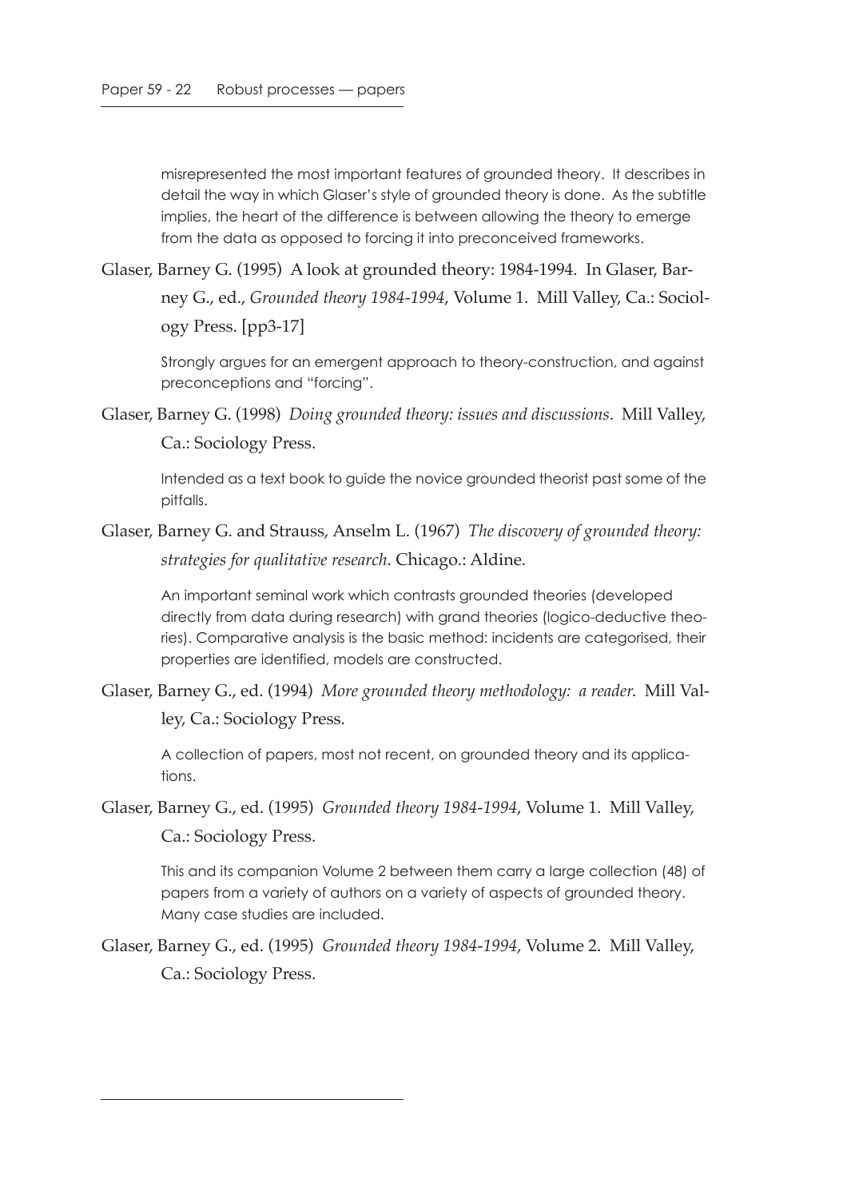misrepresented the most important features of grounded theory. It describes in detail the way in which Glaser's style of grounded theory is done. As the subtitle implies, the heart of the difference is between allowing the theory to emerge from the data as opposed to forcing it into preconceived frameworks.

Glaser, Barney G. (1995) A look at grounded theory: 1984-1994. In Glaser, Barney G., ed., *Grounded theory 1984-1994*, Volume 1. Mill Valley, Ca.: Sociology Press. [pp3-17]

> Strongly argues for an emergent approach to theory-construction, and against preconceptions and "forcing".

Glaser, Barney G. (1998) *Doing grounded theory: issues and discussions*. Mill Valley, Ca.: Sociology Press.

> Intended as a text book to guide the novice grounded theorist past some of the pitfalls.

Glaser, Barney G. and Strauss, Anselm L. (1967) *The discovery of grounded theory: strategies for qualitative research*. Chicago.: Aldine.

> An important seminal work which contrasts grounded theories (developed directly from data during research) with grand theories (logico-deductive theories). Comparative analysis is the basic method: incidents are categorised, their properties are identified, models are constructed.

Glaser, Barney G., ed. (1994) *More grounded theory methodology: a reader*. Mill Valley, Ca.: Sociology Press.

> A collection of papers, most not recent, on grounded theory and its applications.

Glaser, Barney G., ed. (1995) *Grounded theory 1984-1994*, Volume 1. Mill Valley, Ca.: Sociology Press.

> This and its companion Volume 2 between them carry a large collection (48) of papers from a variety of authors on a variety of aspects of grounded theory. Many case studies are included.

Glaser, Barney G., ed. (1995) *Grounded theory 1984-1994*, Volume 2. Mill Valley, Ca.: Sociology Press.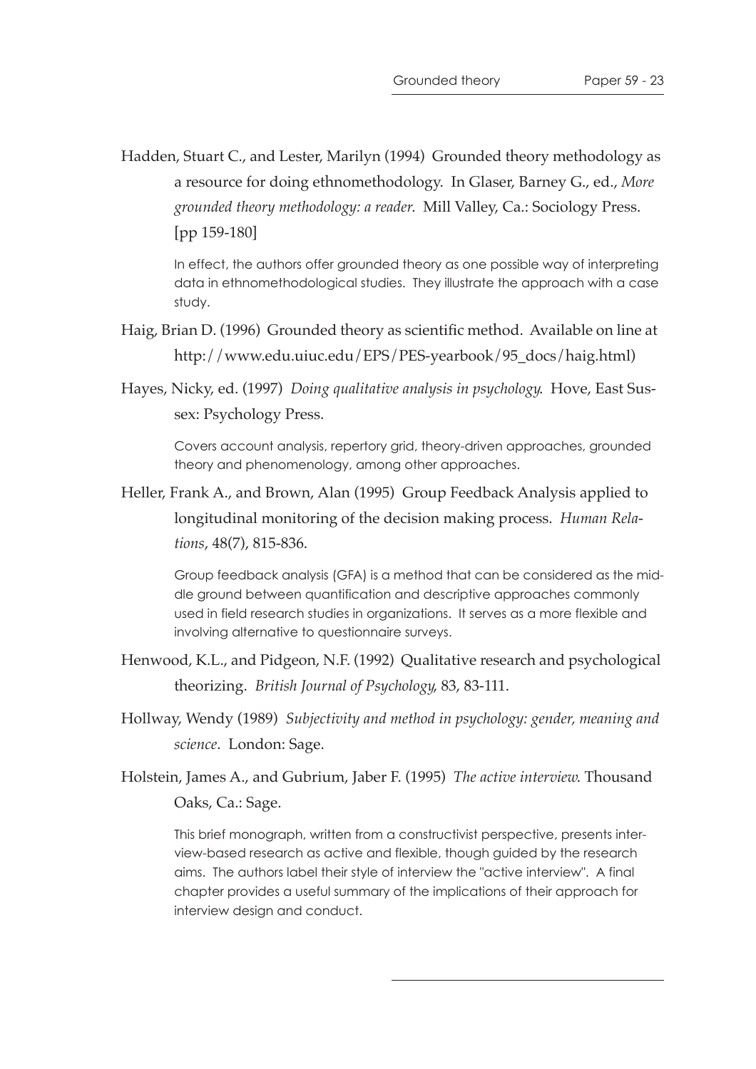Hadden, Stuart C., and Lester, Marilyn (1994) Grounded theory methodology as a resource for doing ethnomethodology. In Glaser, Barney G., ed., *More grounded theory methodology: a reader*. Mill Valley, Ca.: Sociology Press. [pp 159-180]

> In effect, the authors offer grounded theory as one possible way of interpreting data in ethnomethodological studies. They illustrate the approach with a case study.

Haig, Brian D. (1996) Grounded theory as scientific method. Available on line at http://www.edu.uiuc.edu/EPS/PES-yearbook/95_docs/haig.html)

Hayes, Nicky, ed. (1997) *Doing qualitative analysis in psychology*. Hove, East Sussex: Psychology Press.

> Covers account analysis, repertory grid, theory-driven approaches, grounded theory and phenomenology, among other approaches.

Heller, Frank A., and Brown, Alan (1995) Group Feedback Analysis applied to longitudinal monitoring of the decision making process. *Human Relations*, 48(7), 815-836.

> Group feedback analysis (GFA) is a method that can be considered as the middle ground between quantification and descriptive approaches commonly used in field research studies in organizations. It serves as a more flexible and involving alternative to questionnaire surveys.

Henwood, K.L., and Pidgeon, N.F. (1992) Qualitative research and psychological theorizing. *British Journal of Psychology*, 83, 83-111.

Hollway, Wendy (1989) *Subjectivity and method in psychology: gender, meaning and science*. London: Sage.

Holstein, James A., and Gubrium, Jaber F. (1995) *The active interview*. Thousand Oaks, Ca.: Sage.

> This brief monograph, written from a constructivist perspective, presents interview-based research as active and flexible, though guided by the research aims. The authors label their style of interview the "active interview". A final chapter provides a useful summary of the implications of their approach for interview design and conduct.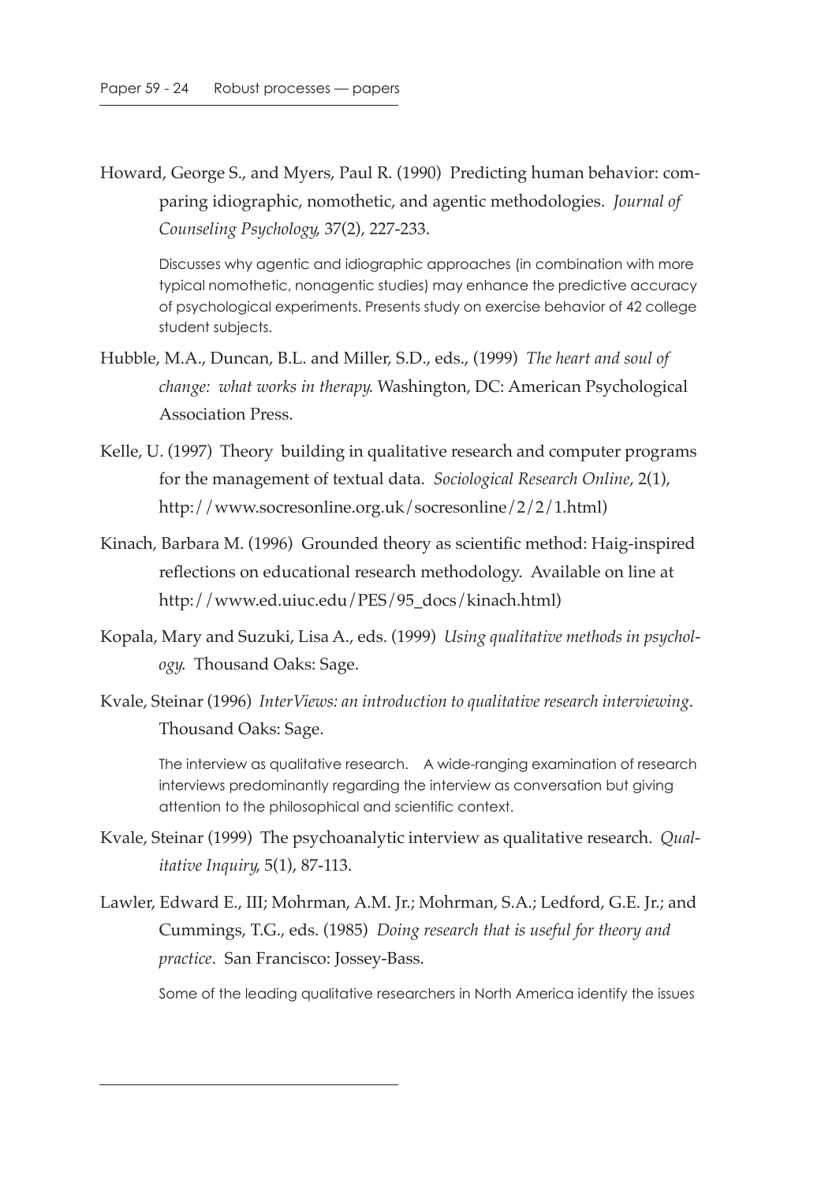Howard, George S., and Myers, Paul R. (1990) Predicting human behavior: comparing idiographic, nomothetic, and agentic methodologies. *Journal of Counseling Psychology*, 37(2), 227-233.

Discusses why agentic and idiographic approaches (in combination with more typical nomothetic, nonagentic studies) may enhance the predictive accuracy of psychological experiments. Presents study on exercise behavior of 42 college student subjects.

Hubble, M.A., Duncan, B.L. and Miller, S.D., eds., (1999) *The heart and soul of change: what works in therapy*. Washington, DC: American Psychological Association Press.

Kelle, U. (1997) Theory building in qualitative research and computer programs for the management of textual data. *Sociological Research Online*, 2(1), http://www.socresonline.org.uk/socresonline/2/2/1.html)

Kinach, Barbara M. (1996) Grounded theory as scientific method: Haig-inspired reflections on educational research methodology. Available on line at http://www.ed.uiuc.edu/PES/95_docs/kinach.html)

Kopala, Mary and Suzuki, Lisa A., eds. (1999) *Using qualitative methods in psychology*. Thousand Oaks: Sage.

Kvale, Steinar (1996) *InterViews: an introduction to qualitative research interviewing*. Thousand Oaks: Sage.

The interview as qualitative research. A wide-ranging examination of research interviews predominantly regarding the interview as conversation but giving attention to the philosophical and scientific context.

Kvale, Steinar (1999) The psychoanalytic interview as qualitative research. *Qualitative Inquiry*, 5(1), 87-113.

Lawler, Edward E., III; Mohrman, A.M. Jr.; Mohrman, S.A.; Ledford, G.E. Jr.; and Cummings, T.G., eds. (1985) *Doing research that is useful for theory and practice*. San Francisco: Jossey-Bass.

Some of the leading qualitative researchers in North America identify the issues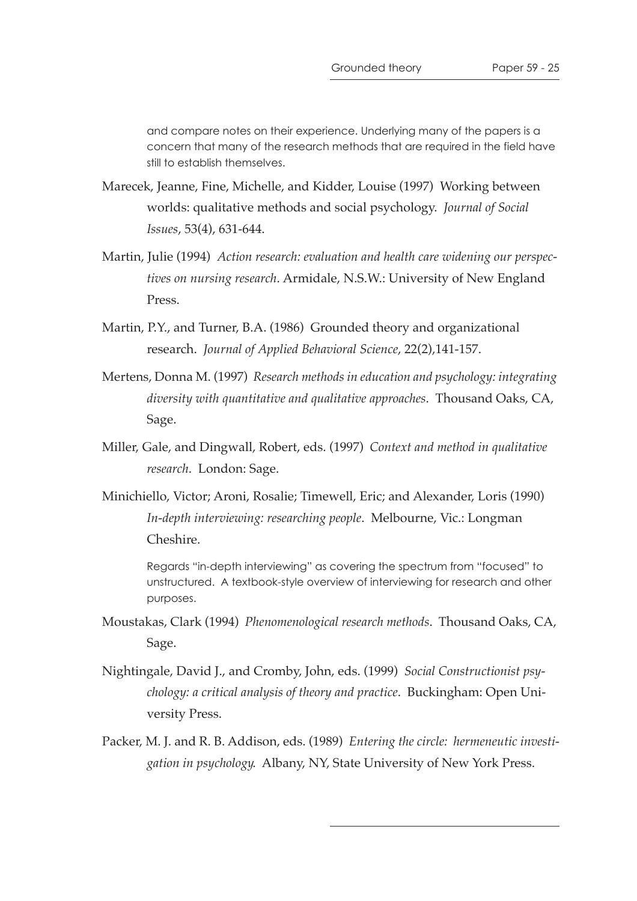and compare notes on their experience. Underlying many of the papers is a concern that many of the research methods that are required in the field have still to establish themselves.

Marecek, Jeanne, Fine, Michelle, and Kidder, Louise (1997) Working between worlds: qualitative methods and social psychology. *Journal of Social Issues*, 53(4), 631-644.

Martin, Julie (1994) *Action research: evaluation and health care widening our perspectives on nursing research*. Armidale, N.S.W.: University of New England Press.

Martin, P.Y., and Turner, B.A. (1986) Grounded theory and organizational research. *Journal of Applied Behavioral Science*, 22(2),141-157.

Mertens, Donna M. (1997) *Research methods in education and psychology: integrating diversity with quantitative and qualitative approaches*. Thousand Oaks, CA, Sage.

Miller, Gale, and Dingwall, Robert, eds. (1997) *Context and method in qualitative research*. London: Sage.

Minichiello, Victor; Aroni, Rosalie; Timewell, Eric; and Alexander, Loris (1990) *In-depth interviewing: researching people*. Melbourne, Vic.: Longman Cheshire.

Regards "in-depth interviewing" as covering the spectrum from "focused" to unstructured. A textbook-style overview of interviewing for research and other purposes.

Moustakas, Clark (1994) *Phenomenological research methods*. Thousand Oaks, CA, Sage.

Nightingale, David J., and Cromby, John, eds. (1999) *Social Constructionist psychology: a critical analysis of theory and practice*. Buckingham: Open University Press.

Packer, M. J. and R. B. Addison, eds. (1989) *Entering the circle: hermeneutic investigation in psychology*. Albany, NY, State University of New York Press.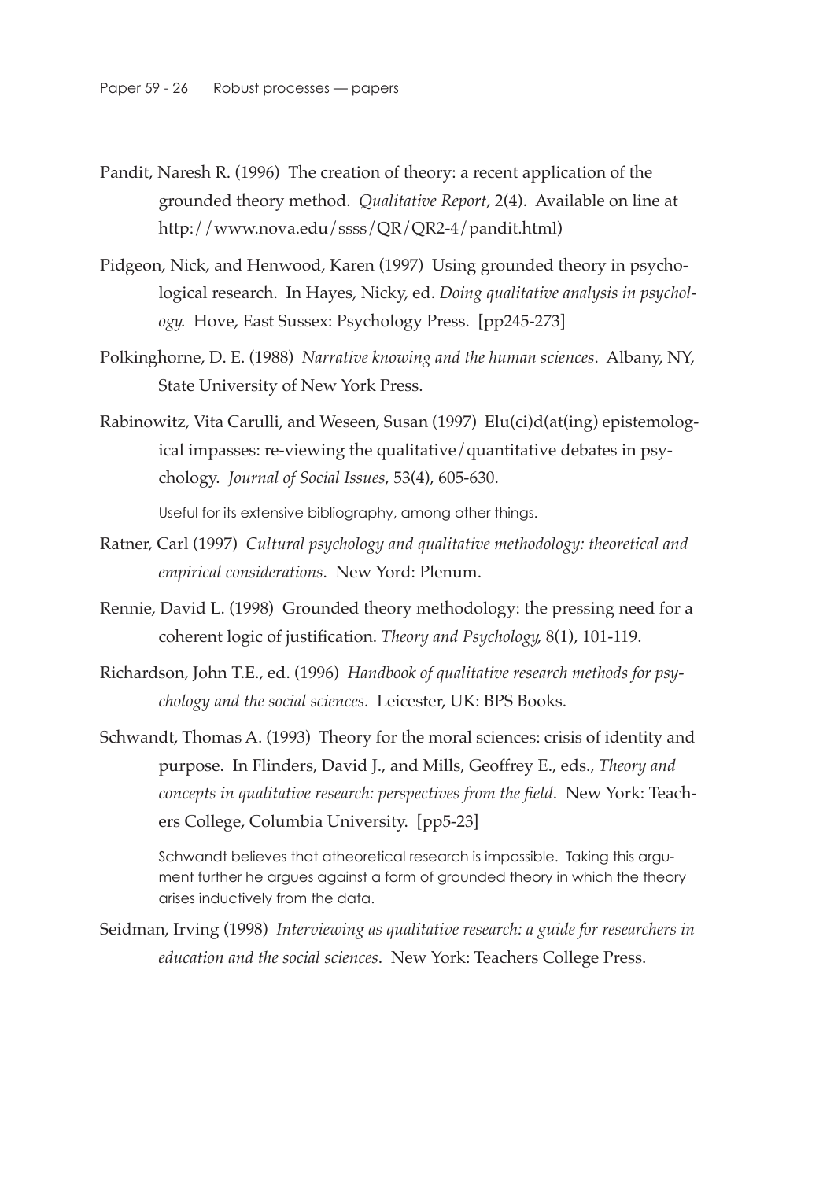Pandit, Naresh R. (1996) The creation of theory: a recent application of the grounded theory method. *Qualitative Report*, 2(4). Available on line at http://www.nova.edu/ssss/QR/QR2-4/pandit.html)

Pidgeon, Nick, and Henwood, Karen (1997) Using grounded theory in psychological research. In Hayes, Nicky, ed. *Doing qualitative analysis in psychology*. Hove, East Sussex: Psychology Press. [pp245-273]

Polkinghorne, D. E. (1988) *Narrative knowing and the human sciences*. Albany, NY, State University of New York Press.

Rabinowitz, Vita Carulli, and Weseen, Susan (1997) Elu(ci)d(at(ing) epistemological impasses: re-viewing the qualitative/quantitative debates in psychology. *Journal of Social Issues*, 53(4), 605-630.

> Useful for its extensive bibliography, among other things.

Ratner, Carl (1997) *Cultural psychology and qualitative methodology: theoretical and empirical considerations*. New Yord: Plenum.

Rennie, David L. (1998) Grounded theory methodology: the pressing need for a coherent logic of justification. *Theory and Psychology*, 8(1), 101-119.

Richardson, John T.E., ed. (1996) *Handbook of qualitative research methods for psychology and the social sciences*. Leicester, UK: BPS Books.

Schwandt, Thomas A. (1993) Theory for the moral sciences: crisis of identity and purpose. In Flinders, David J., and Mills, Geoffrey E., eds., *Theory and concepts in qualitative research: perspectives from the field*. New York: Teachers College, Columbia University. [pp5-23]

> Schwandt believes that atheoretical research is impossible. Taking this argument further he argues against a form of grounded theory in which the theory arises inductively from the data.

Seidman, Irving (1998) *Interviewing as qualitative research: a guide for researchers in education and the social sciences*. New York: Teachers College Press.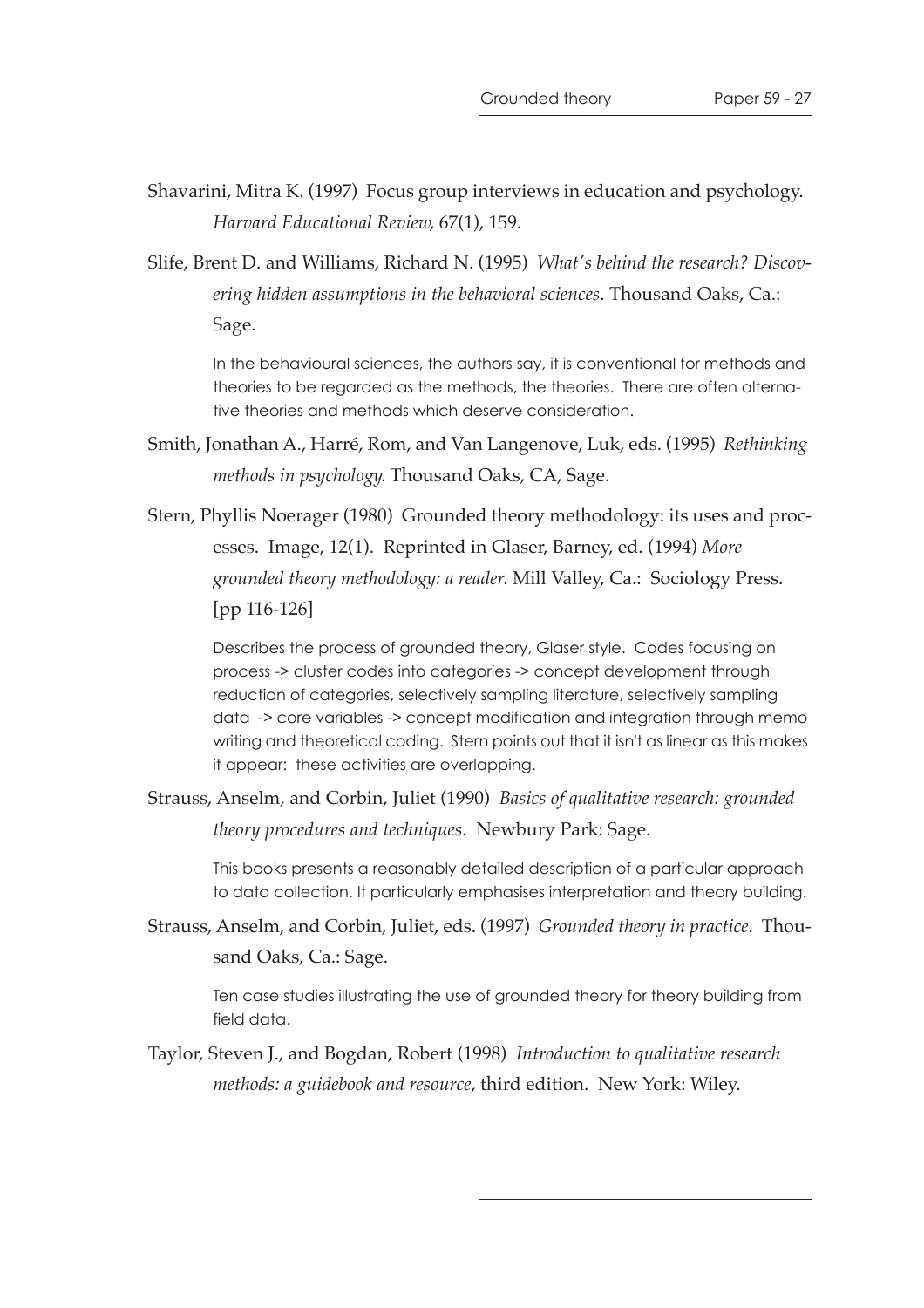Shavarini, Mitra K. (1997) Focus group interviews in education and psychology. *Harvard Educational Review*, 67(1), 159.

Slife, Brent D. and Williams, Richard N. (1995) *What's behind the research? Discovering hidden assumptions in the behavioral sciences*. Thousand Oaks, Ca.: Sage.

> In the behavioural sciences, the authors say, it is conventional for methods and theories to be regarded as the methods, the theories. There are often alternative theories and methods which deserve consideration.

Smith, Jonathan A., Harré, Rom, and Van Langenove, Luk, eds. (1995) *Rethinking methods in psychology*. Thousand Oaks, CA, Sage.

Stern, Phyllis Noerager (1980) Grounded theory methodology: its uses and processes. Image, 12(1). Reprinted in Glaser, Barney, ed. (1994) *More grounded theory methodology: a reader*. Mill Valley, Ca.: Sociology Press. [pp 116-126]

> Describes the process of grounded theory, Glaser style. Codes focusing on process -> cluster codes into categories -> concept development through reduction of categories, selectively sampling literature, selectively sampling data -> core variables -> concept modification and integration through memo writing and theoretical coding. Stern points out that it isn't as linear as this makes it appear: these activities are overlapping.

Strauss, Anselm, and Corbin, Juliet (1990) *Basics of qualitative research: grounded theory procedures and techniques*. Newbury Park: Sage.

> This books presents a reasonably detailed description of a particular approach to data collection. It particularly emphasises interpretation and theory building.

Strauss, Anselm, and Corbin, Juliet, eds. (1997) *Grounded theory in practice*. Thousand Oaks, Ca.: Sage.

> Ten case studies illustrating the use of grounded theory for theory building from field data.

Taylor, Steven J., and Bogdan, Robert (1998) *Introduction to qualitative research methods: a guidebook and resource*, third edition. New York: Wiley.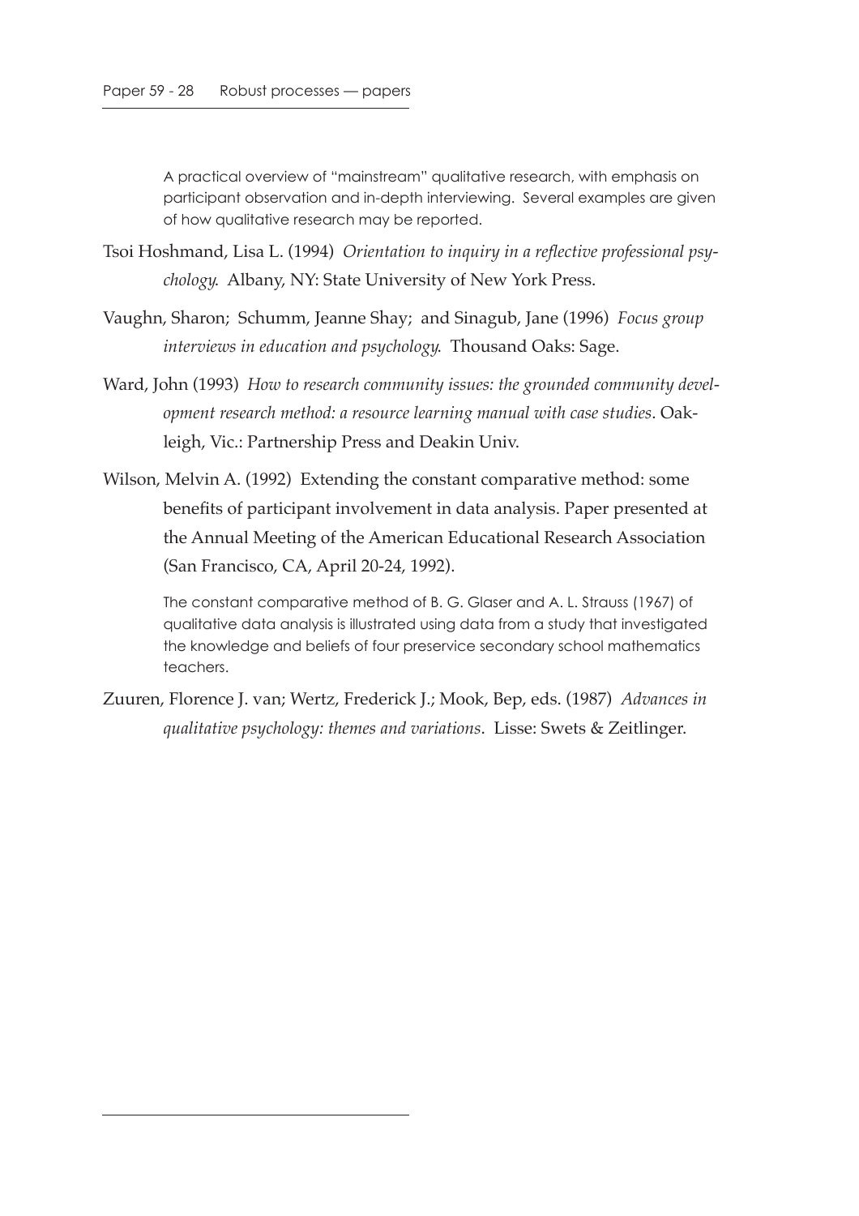A practical overview of "mainstream" qualitative research, with emphasis on participant observation and in-depth interviewing. Several examples are given of how qualitative research may be reported.

Tsoi Hoshmand, Lisa L. (1994) *Orientation to inquiry in a reflective professional psychology*. Albany, NY: State University of New York Press.

Vaughn, Sharon; Schumm, Jeanne Shay; and Sinagub, Jane (1996) *Focus group interviews in education and psychology*. Thousand Oaks: Sage.

Ward, John (1993) *How to research community issues: the grounded community development research method: a resource learning manual with case studies*. Oakleigh, Vic.: Partnership Press and Deakin Univ.

Wilson, Melvin A. (1992) Extending the constant comparative method: some benefits of participant involvement in data analysis. Paper presented at the Annual Meeting of the American Educational Research Association (San Francisco, CA, April 20-24, 1992).

The constant comparative method of B. G. Glaser and A. L. Strauss (1967) of qualitative data analysis is illustrated using data from a study that investigated the knowledge and beliefs of four preservice secondary school mathematics teachers.

Zuuren, Florence J. van; Wertz, Frederick J.; Mook, Bep, eds. (1987) *Advances in qualitative psychology: themes and variations*. Lisse: Swets & Zeitlinger.